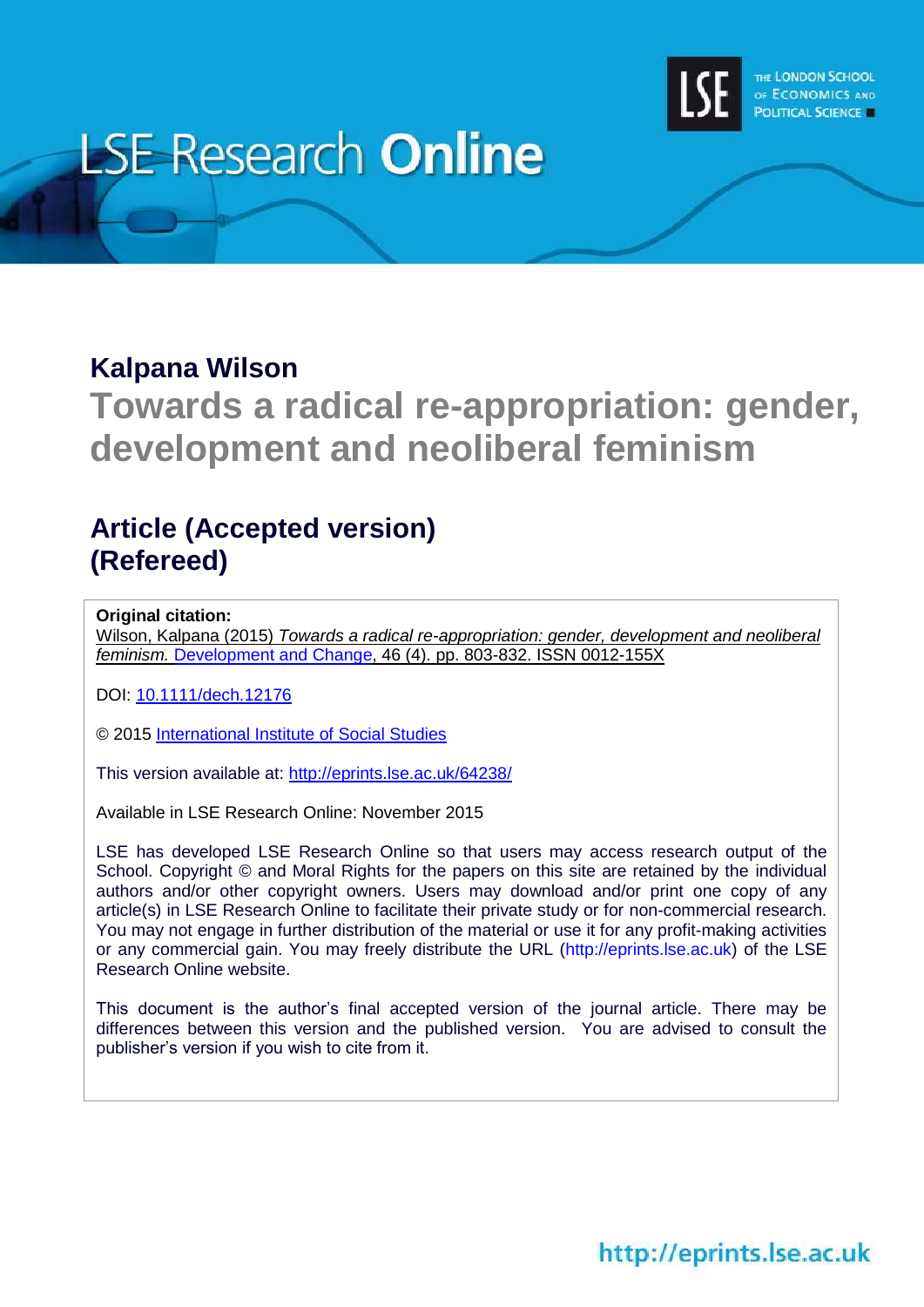LSE Research Online

THE LONDON SCHOOL OF ECONOMICS AND POLITICAL SCIENCE

**Kalpana Wilson**

# Towards a radical re-appropriation: gender, development and neoliberal feminism

## Article (Accepted version) (Refereed)

**Original citation:**
Wilson, Kalpana (2015) *Towards a radical re-appropriation: gender, development and neoliberal feminism.* Development and Change, 46 (4). pp. 803-832. ISSN 0012-155X

DOI: 10.1111/dech.12176

© 2015 International Institute of Social Studies

This version available at: http://eprints.lse.ac.uk/64238/

Available in LSE Research Online: November 2015

LSE has developed LSE Research Online so that users may access research output of the School. Copyright © and Moral Rights for the papers on this site are retained by the individual authors and/or other copyright owners. Users may download and/or print one copy of any article(s) in LSE Research Online to facilitate their private study or for non-commercial research. You may not engage in further distribution of the material or use it for any profit-making activities or any commercial gain. You may freely distribute the URL (http://eprints.lse.ac.uk) of the LSE Research Online website.

This document is the author's final accepted version of the journal article. There may be differences between this version and the published version. You are advised to consult the publisher's version if you wish to cite from it.

http://eprints.lse.ac.uk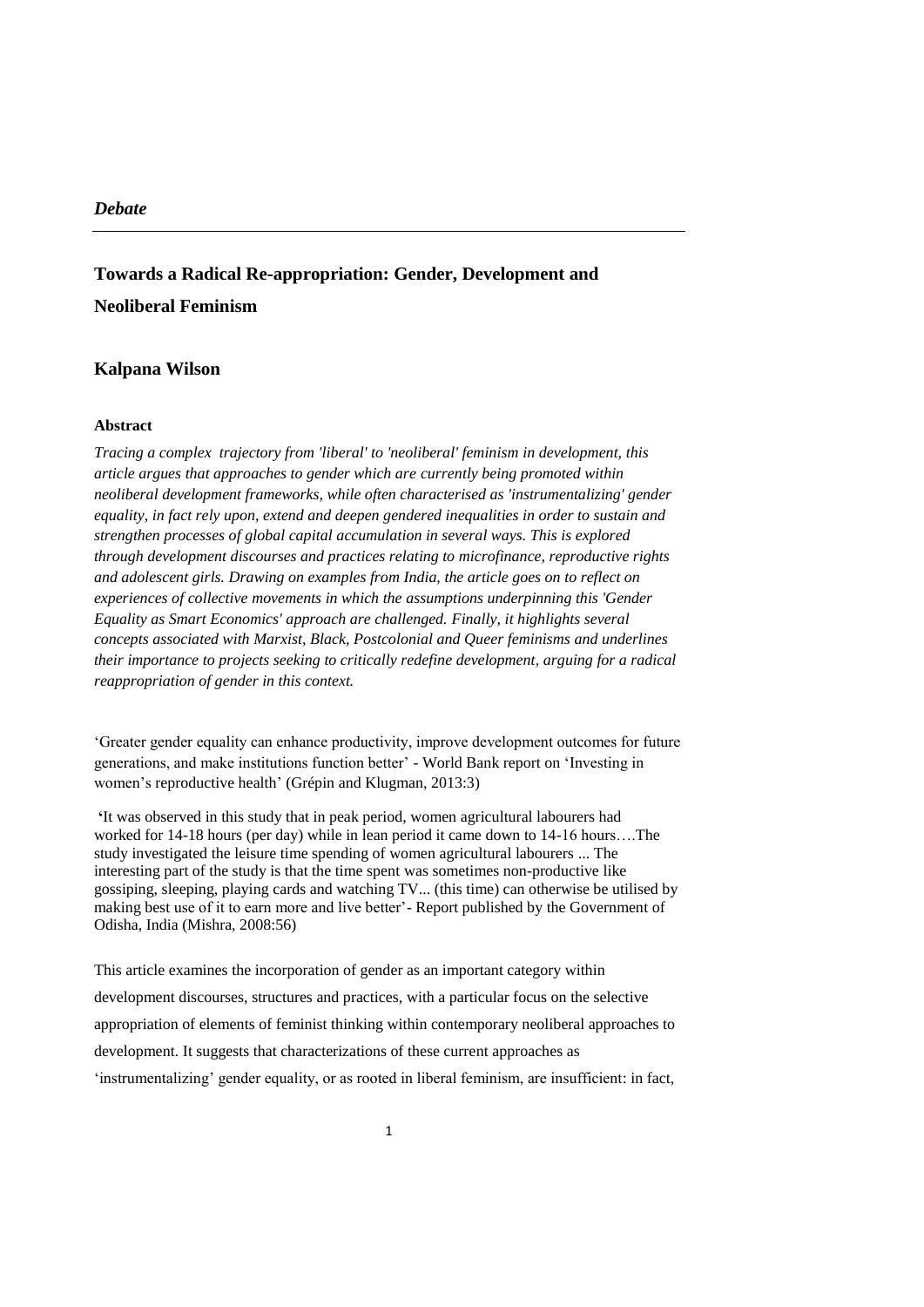*Debate*

---

# Towards a Radical Re-appropriation: Gender, Development and Neoliberal Feminism

## Kalpana Wilson

### Abstract

*Tracing a complex trajectory from 'liberal' to 'neoliberal' feminism in development, this article argues that approaches to gender which are currently being promoted within neoliberal development frameworks, while often characterised as 'instrumentalizing' gender equality, in fact rely upon, extend and deepen gendered inequalities in order to sustain and strengthen processes of global capital accumulation in several ways. This is explored through development discourses and practices relating to microfinance, reproductive rights and adolescent girls. Drawing on examples from India, the article goes on to reflect on experiences of collective movements in which the assumptions underpinning this 'Gender Equality as Smart Economics' approach are challenged. Finally, it highlights several concepts associated with Marxist, Black, Postcolonial and Queer feminisms and underlines their importance to projects seeking to critically redefine development, arguing for a radical reappropriation of gender in this context.*

'Greater gender equality can enhance productivity, improve development outcomes for future generations, and make institutions function better' - World Bank report on 'Investing in women's reproductive health' (Grépin and Klugman, 2013:3)

'It was observed in this study that in peak period, women agricultural labourers had worked for 14-18 hours (per day) while in lean period it came down to 14-16 hours….The study investigated the leisure time spending of women agricultural labourers ... The interesting part of the study is that the time spent was sometimes non-productive like gossiping, sleeping, playing cards and watching TV... (this time) can otherwise be utilised by making best use of it to earn more and live better'- Report published by the Government of Odisha, India (Mishra, 2008:56)

This article examines the incorporation of gender as an important category within development discourses, structures and practices, with a particular focus on the selective appropriation of elements of feminist thinking within contemporary neoliberal approaches to development. It suggests that characterizations of these current approaches as 'instrumentalizing' gender equality, or as rooted in liberal feminism, are insufficient: in fact,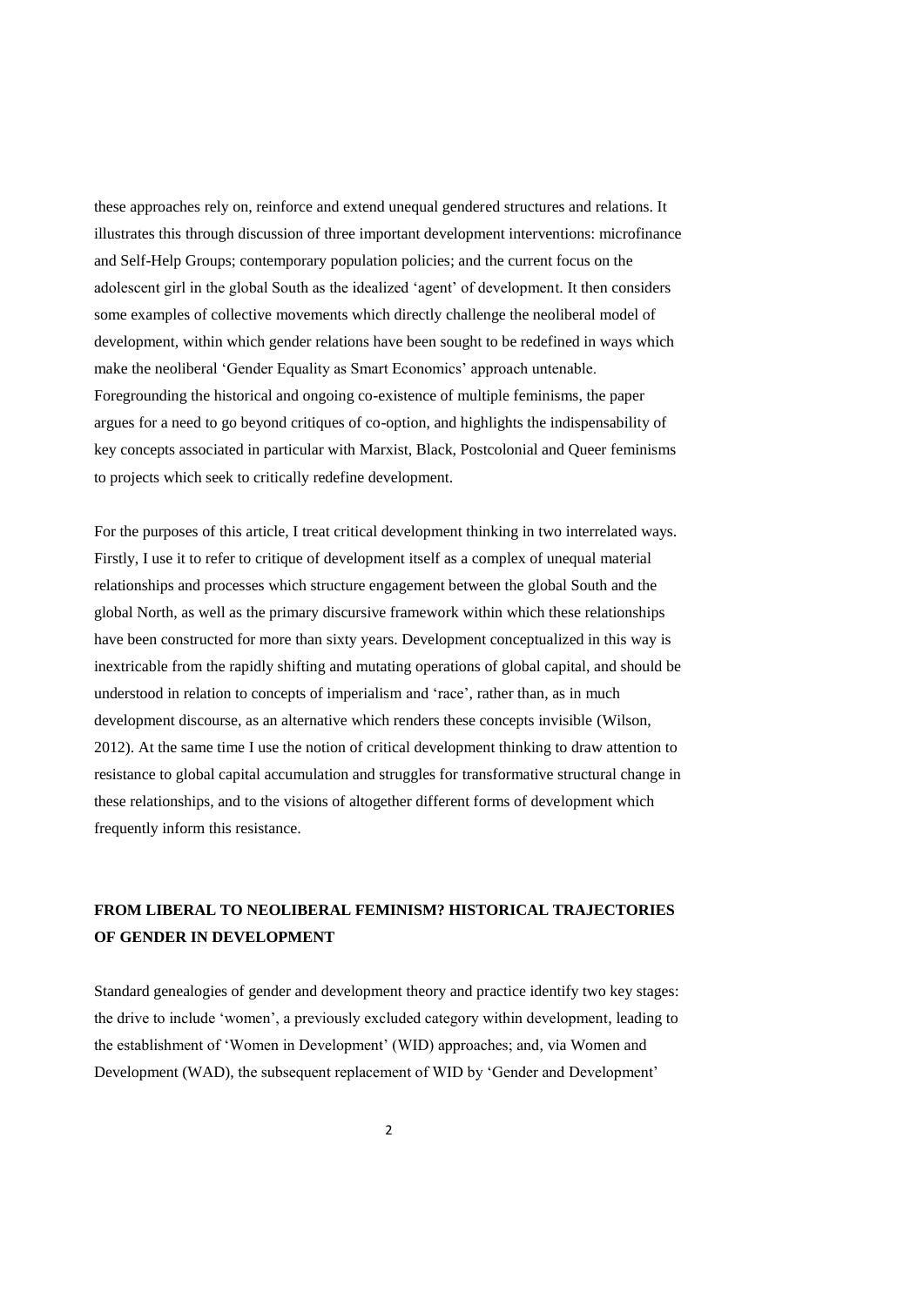these approaches rely on, reinforce and extend unequal gendered structures and relations. It illustrates this through discussion of three important development interventions: microfinance and Self-Help Groups; contemporary population policies; and the current focus on the adolescent girl in the global South as the idealized 'agent' of development. It then considers some examples of collective movements which directly challenge the neoliberal model of development, within which gender relations have been sought to be redefined in ways which make the neoliberal 'Gender Equality as Smart Economics' approach untenable. Foregrounding the historical and ongoing co-existence of multiple feminisms, the paper argues for a need to go beyond critiques of co-option, and highlights the indispensability of key concepts associated in particular with Marxist, Black, Postcolonial and Queer feminisms to projects which seek to critically redefine development.

For the purposes of this article, I treat critical development thinking in two interrelated ways. Firstly, I use it to refer to critique of development itself as a complex of unequal material relationships and processes which structure engagement between the global South and the global North, as well as the primary discursive framework within which these relationships have been constructed for more than sixty years. Development conceptualized in this way is inextricable from the rapidly shifting and mutating operations of global capital, and should be understood in relation to concepts of imperialism and 'race', rather than, as in much development discourse, as an alternative which renders these concepts invisible (Wilson, 2012). At the same time I use the notion of critical development thinking to draw attention to resistance to global capital accumulation and struggles for transformative structural change in these relationships, and to the visions of altogether different forms of development which frequently inform this resistance.

## FROM LIBERAL TO NEOLIBERAL FEMINISM? HISTORICAL TRAJECTORIES OF GENDER IN DEVELOPMENT

Standard genealogies of gender and development theory and practice identify two key stages: the drive to include 'women', a previously excluded category within development, leading to the establishment of 'Women in Development' (WID) approaches; and, via Women and Development (WAD), the subsequent replacement of WID by 'Gender and Development'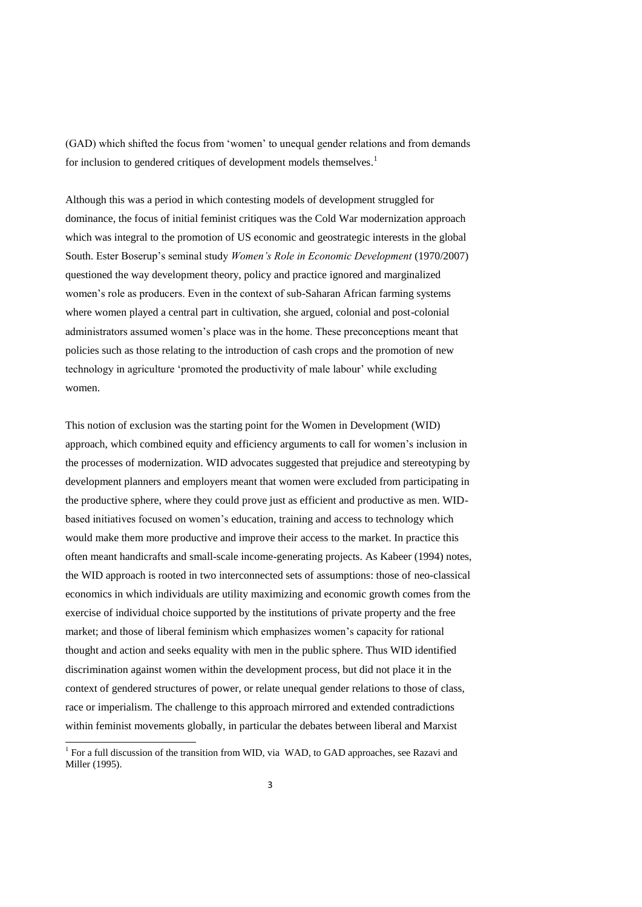(GAD) which shifted the focus from 'women' to unequal gender relations and from demands for inclusion to gendered critiques of development models themselves.[1]

Although this was a period in which contesting models of development struggled for dominance, the focus of initial feminist critiques was the Cold War modernization approach which was integral to the promotion of US economic and geostrategic interests in the global South. Ester Boserup's seminal study *Women's Role in Economic Development* (1970/2007) questioned the way development theory, policy and practice ignored and marginalized women's role as producers. Even in the context of sub-Saharan African farming systems where women played a central part in cultivation, she argued, colonial and post-colonial administrators assumed women's place was in the home. These preconceptions meant that policies such as those relating to the introduction of cash crops and the promotion of new technology in agriculture 'promoted the productivity of male labour' while excluding women.

This notion of exclusion was the starting point for the Women in Development (WID) approach, which combined equity and efficiency arguments to call for women's inclusion in the processes of modernization. WID advocates suggested that prejudice and stereotyping by development planners and employers meant that women were excluded from participating in the productive sphere, where they could prove just as efficient and productive as men. WID-based initiatives focused on women's education, training and access to technology which would make them more productive and improve their access to the market. In practice this often meant handicrafts and small-scale income-generating projects. As Kabeer (1994) notes, the WID approach is rooted in two interconnected sets of assumptions: those of neo-classical economics in which individuals are utility maximizing and economic growth comes from the exercise of individual choice supported by the institutions of private property and the free market; and those of liberal feminism which emphasizes women's capacity for rational thought and action and seeks equality with men in the public sphere. Thus WID identified discrimination against women within the development process, but did not place it in the context of gendered structures of power, or relate unequal gender relations to those of class, race or imperialism. The challenge to this approach mirrored and extended contradictions within feminist movements globally, in particular the debates between liberal and Marxist

[1] For a full discussion of the transition from WID, via WAD, to GAD approaches, see Razavi and Miller (1995).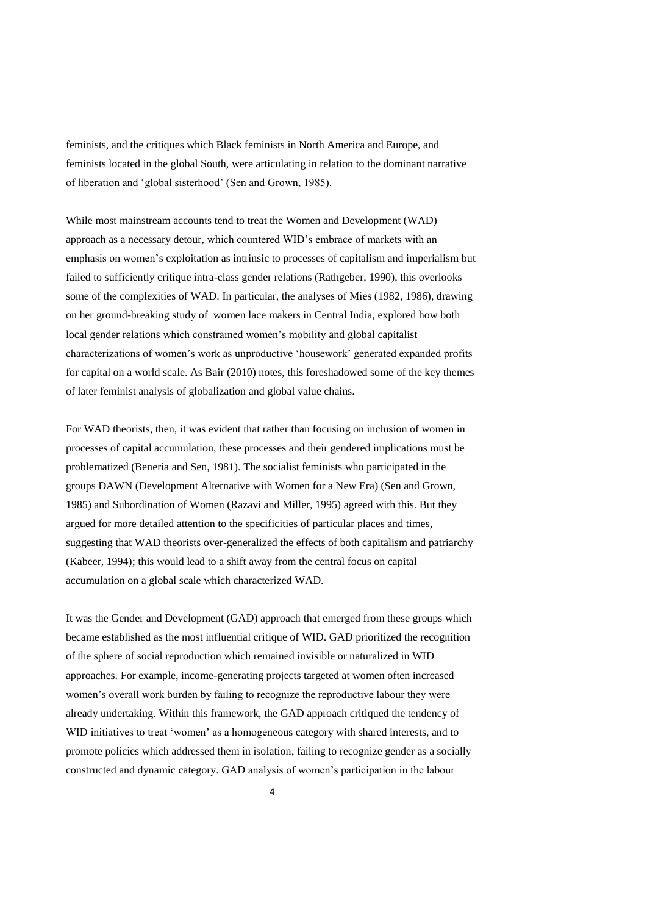feminists, and the critiques which Black feminists in North America and Europe, and feminists located in the global South, were articulating in relation to the dominant narrative of liberation and 'global sisterhood' (Sen and Grown, 1985).

While most mainstream accounts tend to treat the Women and Development (WAD) approach as a necessary detour, which countered WID's embrace of markets with an emphasis on women's exploitation as intrinsic to processes of capitalism and imperialism but failed to sufficiently critique intra-class gender relations (Rathgeber, 1990), this overlooks some of the complexities of WAD. In particular, the analyses of Mies (1982, 1986), drawing on her ground-breaking study of women lace makers in Central India, explored how both local gender relations which constrained women's mobility and global capitalist characterizations of women's work as unproductive 'housework' generated expanded profits for capital on a world scale. As Bair (2010) notes, this foreshadowed some of the key themes of later feminist analysis of globalization and global value chains.

For WAD theorists, then, it was evident that rather than focusing on inclusion of women in processes of capital accumulation, these processes and their gendered implications must be problematized (Beneria and Sen, 1981). The socialist feminists who participated in the groups DAWN (Development Alternative with Women for a New Era) (Sen and Grown, 1985) and Subordination of Women (Razavi and Miller, 1995) agreed with this. But they argued for more detailed attention to the specificities of particular places and times, suggesting that WAD theorists over-generalized the effects of both capitalism and patriarchy (Kabeer, 1994); this would lead to a shift away from the central focus on capital accumulation on a global scale which characterized WAD.

It was the Gender and Development (GAD) approach that emerged from these groups which became established as the most influential critique of WID. GAD prioritized the recognition of the sphere of social reproduction which remained invisible or naturalized in WID approaches. For example, income-generating projects targeted at women often increased women's overall work burden by failing to recognize the reproductive labour they were already undertaking. Within this framework, the GAD approach critiqued the tendency of WID initiatives to treat 'women' as a homogeneous category with shared interests, and to promote policies which addressed them in isolation, failing to recognize gender as a socially constructed and dynamic category. GAD analysis of women's participation in the labour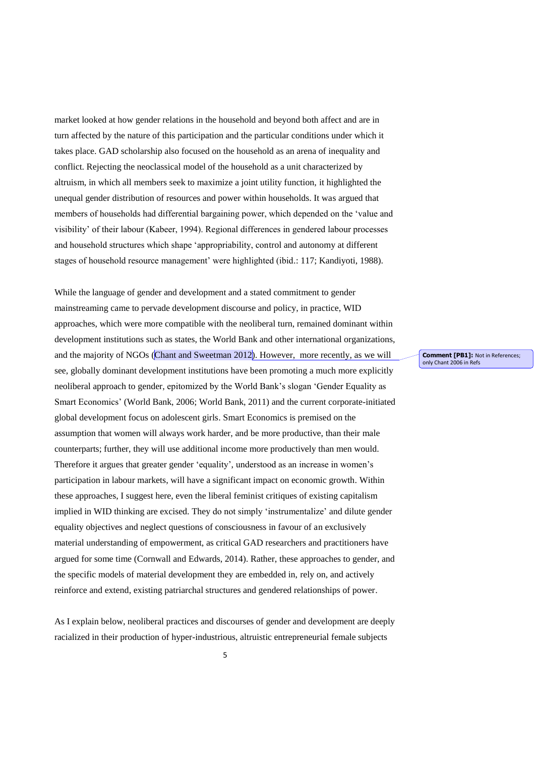market looked at how gender relations in the household and beyond both affect and are in turn affected by the nature of this participation and the particular conditions under which it takes place. GAD scholarship also focused on the household as an arena of inequality and conflict. Rejecting the neoclassical model of the household as a unit characterized by altruism, in which all members seek to maximize a joint utility function, it highlighted the unequal gender distribution of resources and power within households. It was argued that members of households had differential bargaining power, which depended on the 'value and visibility' of their labour (Kabeer, 1994). Regional differences in gendered labour processes and household structures which shape 'appropriability, control and autonomy at different stages of household resource management' were highlighted (ibid.: 117; Kandiyoti, 1988).

While the language of gender and development and a stated commitment to gender mainstreaming came to pervade development discourse and policy, in practice, WID approaches, which were more compatible with the neoliberal turn, remained dominant within development institutions such as states, the World Bank and other international organizations, and the majority of NGOs (Chant and Sweetman 2012). However, more recently, as we will see, globally dominant development institutions have been promoting a much more explicitly neoliberal approach to gender, epitomized by the World Bank's slogan 'Gender Equality as Smart Economics' (World Bank, 2006; World Bank, 2011) and the current corporate-initiated global development focus on adolescent girls. Smart Economics is premised on the assumption that women will always work harder, and be more productive, than their male counterparts; further, they will use additional income more productively than men would. Therefore it argues that greater gender 'equality', understood as an increase in women's participation in labour markets, will have a significant impact on economic growth. Within these approaches, I suggest here, even the liberal feminist critiques of existing capitalism implied in WID thinking are excised. They do not simply 'instrumentalize' and dilute gender equality objectives and neglect questions of consciousness in favour of an exclusively material understanding of empowerment, as critical GAD researchers and practitioners have argued for some time (Cornwall and Edwards, 2014). Rather, these approaches to gender, and the specific models of material development they are embedded in, rely on, and actively reinforce and extend, existing patriarchal structures and gendered relationships of power.

As I explain below, neoliberal practices and discourses of gender and development are deeply racialized in their production of hyper-industrious, altruistic entrepreneurial female subjects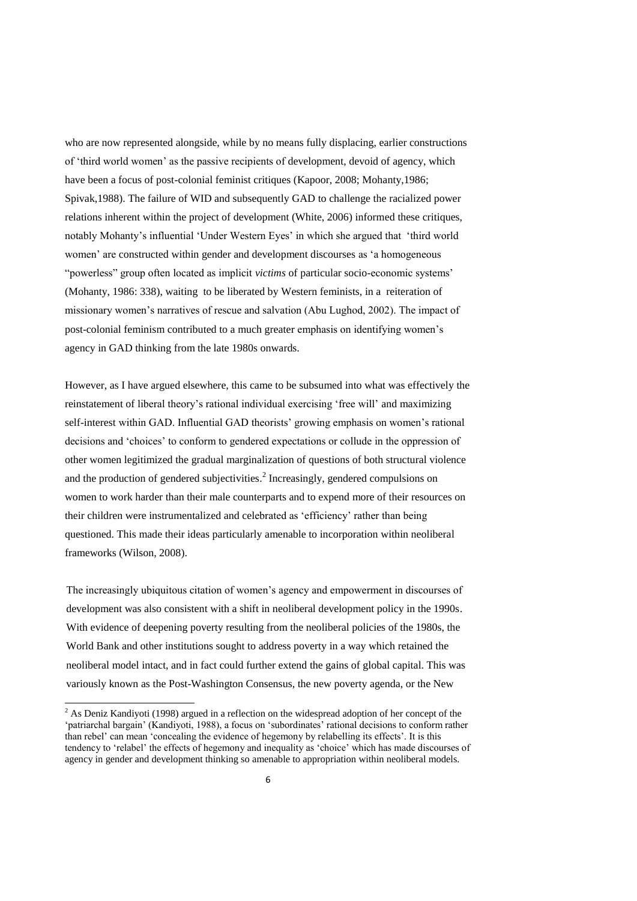who are now represented alongside, while by no means fully displacing, earlier constructions of 'third world women' as the passive recipients of development, devoid of agency, which have been a focus of post-colonial feminist critiques (Kapoor, 2008; Mohanty,1986; Spivak,1988). The failure of WID and subsequently GAD to challenge the racialized power relations inherent within the project of development (White, 2006) informed these critiques, notably Mohanty's influential 'Under Western Eyes' in which she argued that 'third world women' are constructed within gender and development discourses as 'a homogeneous "powerless" group often located as implicit *victims* of particular socio-economic systems' (Mohanty, 1986: 338), waiting to be liberated by Western feminists, in a reiteration of missionary women's narratives of rescue and salvation (Abu Lughod, 2002). The impact of post-colonial feminism contributed to a much greater emphasis on identifying women's agency in GAD thinking from the late 1980s onwards.

However, as I have argued elsewhere, this came to be subsumed into what was effectively the reinstatement of liberal theory's rational individual exercising 'free will' and maximizing self-interest within GAD. Influential GAD theorists' growing emphasis on women's rational decisions and 'choices' to conform to gendered expectations or collude in the oppression of other women legitimized the gradual marginalization of questions of both structural violence and the production of gendered subjectivities.[2] Increasingly, gendered compulsions on women to work harder than their male counterparts and to expend more of their resources on their children were instrumentalized and celebrated as 'efficiency' rather than being questioned. This made their ideas particularly amenable to incorporation within neoliberal frameworks (Wilson, 2008).

The increasingly ubiquitous citation of women's agency and empowerment in discourses of development was also consistent with a shift in neoliberal development policy in the 1990s. With evidence of deepening poverty resulting from the neoliberal policies of the 1980s, the World Bank and other institutions sought to address poverty in a way which retained the neoliberal model intact, and in fact could further extend the gains of global capital. This was variously known as the Post-Washington Consensus, the new poverty agenda, or the New

[2] As Deniz Kandiyoti (1998) argued in a reflection on the widespread adoption of her concept of the 'patriarchal bargain' (Kandiyoti, 1988), a focus on 'subordinates' rational decisions to conform rather than rebel' can mean 'concealing the evidence of hegemony by relabelling its effects'. It is this tendency to 'relabel' the effects of hegemony and inequality as 'choice' which has made discourses of agency in gender and development thinking so amenable to appropriation within neoliberal models.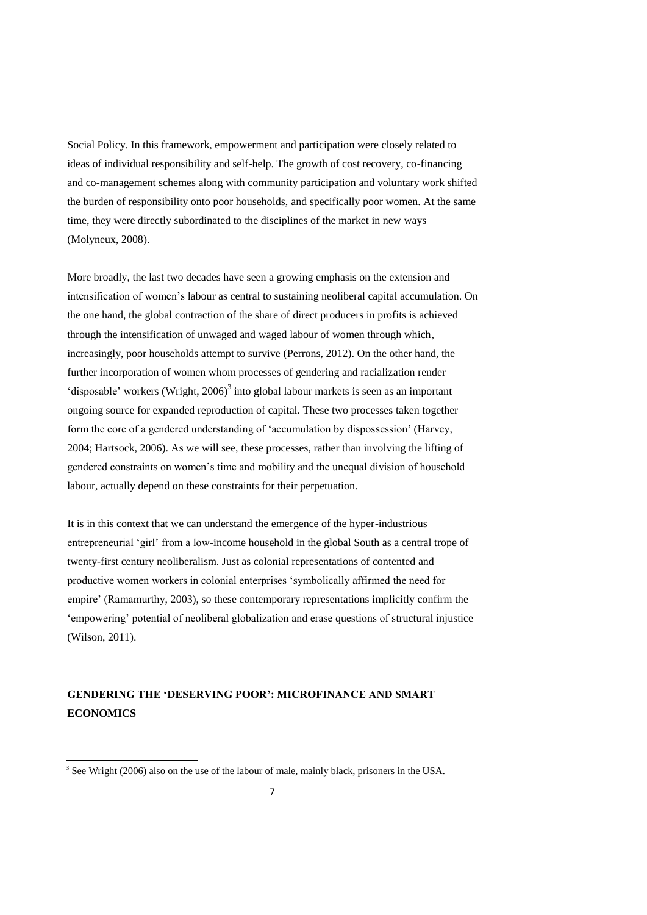Social Policy. In this framework, empowerment and participation were closely related to ideas of individual responsibility and self-help. The growth of cost recovery, co-financing and co-management schemes along with community participation and voluntary work shifted the burden of responsibility onto poor households, and specifically poor women. At the same time, they were directly subordinated to the disciplines of the market in new ways (Molyneux, 2008).

More broadly, the last two decades have seen a growing emphasis on the extension and intensification of women's labour as central to sustaining neoliberal capital accumulation. On the one hand, the global contraction of the share of direct producers in profits is achieved through the intensification of unwaged and waged labour of women through which, increasingly, poor households attempt to survive (Perrons, 2012). On the other hand, the further incorporation of women whom processes of gendering and racialization render 'disposable' workers (Wright, 2006)[3] into global labour markets is seen as an important ongoing source for expanded reproduction of capital. These two processes taken together form the core of a gendered understanding of 'accumulation by dispossession' (Harvey, 2004; Hartsock, 2006). As we will see, these processes, rather than involving the lifting of gendered constraints on women's time and mobility and the unequal division of household labour, actually depend on these constraints for their perpetuation.

It is in this context that we can understand the emergence of the hyper-industrious entrepreneurial 'girl' from a low-income household in the global South as a central trope of twenty-first century neoliberalism. Just as colonial representations of contented and productive women workers in colonial enterprises 'symbolically affirmed the need for empire' (Ramamurthy, 2003), so these contemporary representations implicitly confirm the 'empowering' potential of neoliberal globalization and erase questions of structural injustice (Wilson, 2011).

## GENDERING THE 'DESERVING POOR': MICROFINANCE AND SMART ECONOMICS

[3] See Wright (2006) also on the use of the labour of male, mainly black, prisoners in the USA.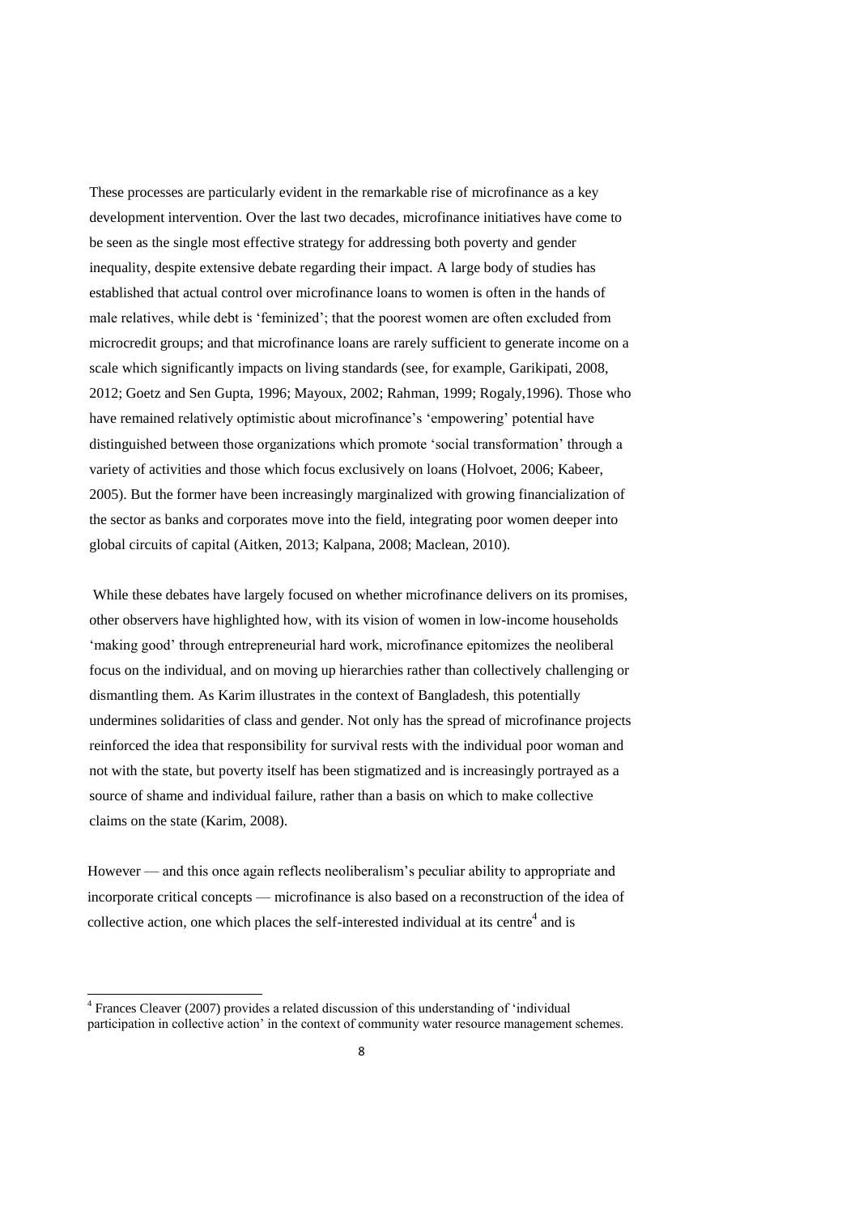These processes are particularly evident in the remarkable rise of microfinance as a key development intervention. Over the last two decades, microfinance initiatives have come to be seen as the single most effective strategy for addressing both poverty and gender inequality, despite extensive debate regarding their impact. A large body of studies has established that actual control over microfinance loans to women is often in the hands of male relatives, while debt is 'feminized'; that the poorest women are often excluded from microcredit groups; and that microfinance loans are rarely sufficient to generate income on a scale which significantly impacts on living standards (see, for example, Garikipati, 2008, 2012; Goetz and Sen Gupta, 1996; Mayoux, 2002; Rahman, 1999; Rogaly,1996). Those who have remained relatively optimistic about microfinance's 'empowering' potential have distinguished between those organizations which promote 'social transformation' through a variety of activities and those which focus exclusively on loans (Holvoet, 2006; Kabeer, 2005). But the former have been increasingly marginalized with growing financialization of the sector as banks and corporates move into the field, integrating poor women deeper into global circuits of capital (Aitken, 2013; Kalpana, 2008; Maclean, 2010).

While these debates have largely focused on whether microfinance delivers on its promises, other observers have highlighted how, with its vision of women in low-income households 'making good' through entrepreneurial hard work, microfinance epitomizes the neoliberal focus on the individual, and on moving up hierarchies rather than collectively challenging or dismantling them. As Karim illustrates in the context of Bangladesh, this potentially undermines solidarities of class and gender. Not only has the spread of microfinance projects reinforced the idea that responsibility for survival rests with the individual poor woman and not with the state, but poverty itself has been stigmatized and is increasingly portrayed as a source of shame and individual failure, rather than a basis on which to make collective claims on the state (Karim, 2008).

However — and this once again reflects neoliberalism's peculiar ability to appropriate and incorporate critical concepts — microfinance is also based on a reconstruction of the idea of collective action, one which places the self-interested individual at its centre[4] and is

[4] Frances Cleaver (2007) provides a related discussion of this understanding of 'individual participation in collective action' in the context of community water resource management schemes.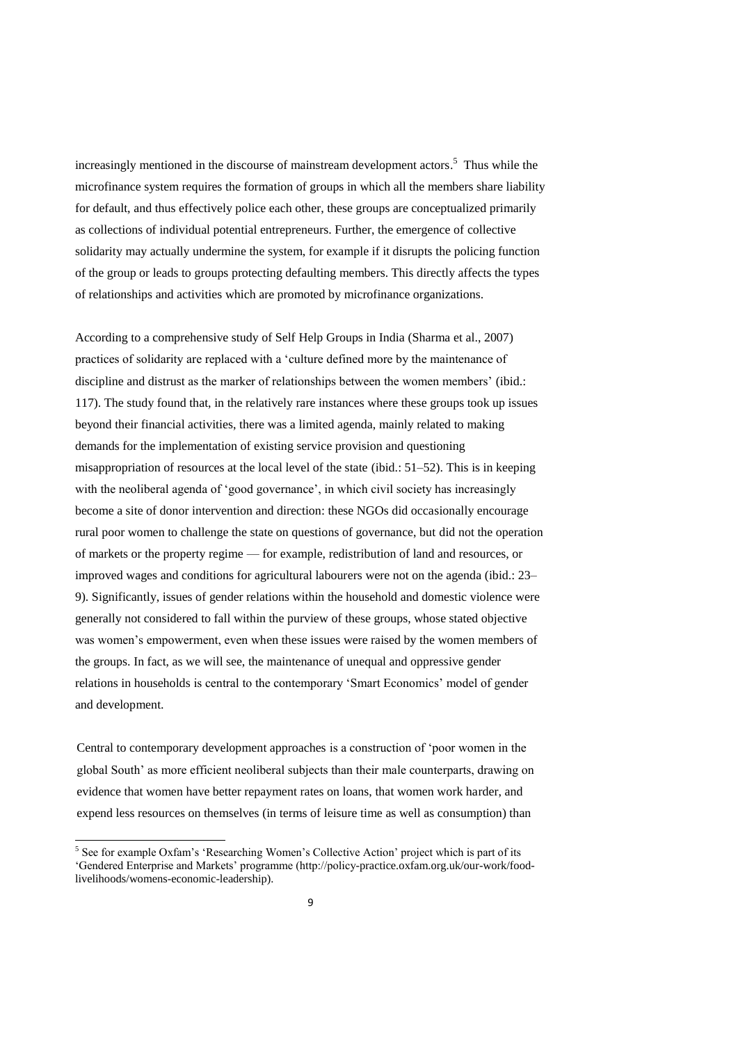increasingly mentioned in the discourse of mainstream development actors.[5] Thus while the microfinance system requires the formation of groups in which all the members share liability for default, and thus effectively police each other, these groups are conceptualized primarily as collections of individual potential entrepreneurs. Further, the emergence of collective solidarity may actually undermine the system, for example if it disrupts the policing function of the group or leads to groups protecting defaulting members. This directly affects the types of relationships and activities which are promoted by microfinance organizations.

According to a comprehensive study of Self Help Groups in India (Sharma et al., 2007) practices of solidarity are replaced with a 'culture defined more by the maintenance of discipline and distrust as the marker of relationships between the women members' (ibid.: 117). The study found that, in the relatively rare instances where these groups took up issues beyond their financial activities, there was a limited agenda, mainly related to making demands for the implementation of existing service provision and questioning misappropriation of resources at the local level of the state (ibid.: 51–52). This is in keeping with the neoliberal agenda of 'good governance', in which civil society has increasingly become a site of donor intervention and direction: these NGOs did occasionally encourage rural poor women to challenge the state on questions of governance, but did not the operation of markets or the property regime — for example, redistribution of land and resources, or improved wages and conditions for agricultural labourers were not on the agenda (ibid.: 23–9). Significantly, issues of gender relations within the household and domestic violence were generally not considered to fall within the purview of these groups, whose stated objective was women's empowerment, even when these issues were raised by the women members of the groups. In fact, as we will see, the maintenance of unequal and oppressive gender relations in households is central to the contemporary 'Smart Economics' model of gender and development.

Central to contemporary development approaches is a construction of 'poor women in the global South' as more efficient neoliberal subjects than their male counterparts, drawing on evidence that women have better repayment rates on loans, that women work harder, and expend less resources on themselves (in terms of leisure time as well as consumption) than

[5] See for example Oxfam's 'Researching Women's Collective Action' project which is part of its 'Gendered Enterprise and Markets' programme (http://policy-practice.oxfam.org.uk/our-work/food-livelihoods/womens-economic-leadership).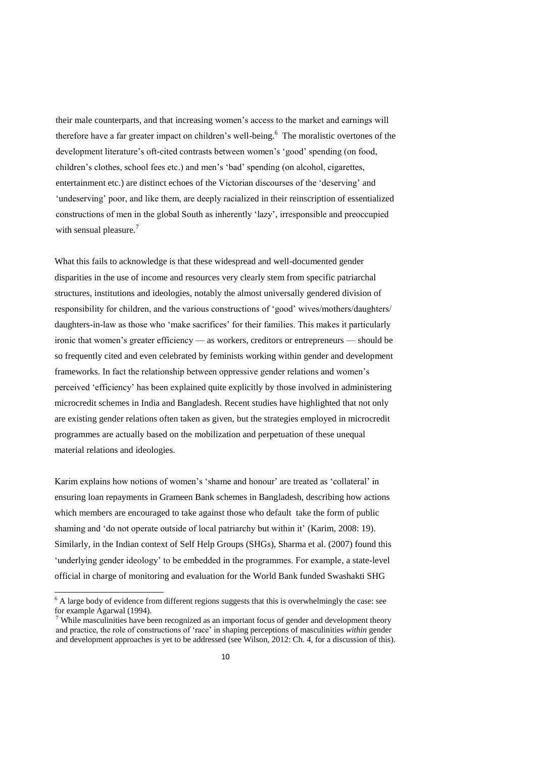their male counterparts, and that increasing women's access to the market and earnings will therefore have a far greater impact on children's well-being.[6] The moralistic overtones of the development literature's oft-cited contrasts between women's 'good' spending (on food, children's clothes, school fees etc.) and men's 'bad' spending (on alcohol, cigarettes, entertainment etc.) are distinct echoes of the Victorian discourses of the 'deserving' and 'undeserving' poor, and like them, are deeply racialized in their reinscription of essentialized constructions of men in the global South as inherently 'lazy', irresponsible and preoccupied with sensual pleasure.[7]

What this fails to acknowledge is that these widespread and well-documented gender disparities in the use of income and resources very clearly stem from specific patriarchal structures, institutions and ideologies, notably the almost universally gendered division of responsibility for children, and the various constructions of 'good' wives/mothers/daughters/ daughters-in-law as those who 'make sacrifices' for their families. This makes it particularly ironic that women's greater efficiency — as workers, creditors or entrepreneurs — should be so frequently cited and even celebrated by feminists working within gender and development frameworks. In fact the relationship between oppressive gender relations and women's perceived 'efficiency' has been explained quite explicitly by those involved in administering microcredit schemes in India and Bangladesh. Recent studies have highlighted that not only are existing gender relations often taken as given, but the strategies employed in microcredit programmes are actually based on the mobilization and perpetuation of these unequal material relations and ideologies.

Karim explains how notions of women's 'shame and honour' are treated as 'collateral' in ensuring loan repayments in Grameen Bank schemes in Bangladesh, describing how actions which members are encouraged to take against those who default take the form of public shaming and 'do not operate outside of local patriarchy but within it' (Karim, 2008: 19). Similarly, in the Indian context of Self Help Groups (SHGs), Sharma et al. (2007) found this 'underlying gender ideology' to be embedded in the programmes. For example, a state-level official in charge of monitoring and evaluation for the World Bank funded Swashakti SHG

---

[6] A large body of evidence from different regions suggests that this is overwhelmingly the case: see for example Agarwal (1994).

[7] While masculinities have been recognized as an important focus of gender and development theory and practice, the role of constructions of 'race' in shaping perceptions of masculinities *within* gender and development approaches is yet to be addressed (see Wilson, 2012: Ch. 4, for a discussion of this).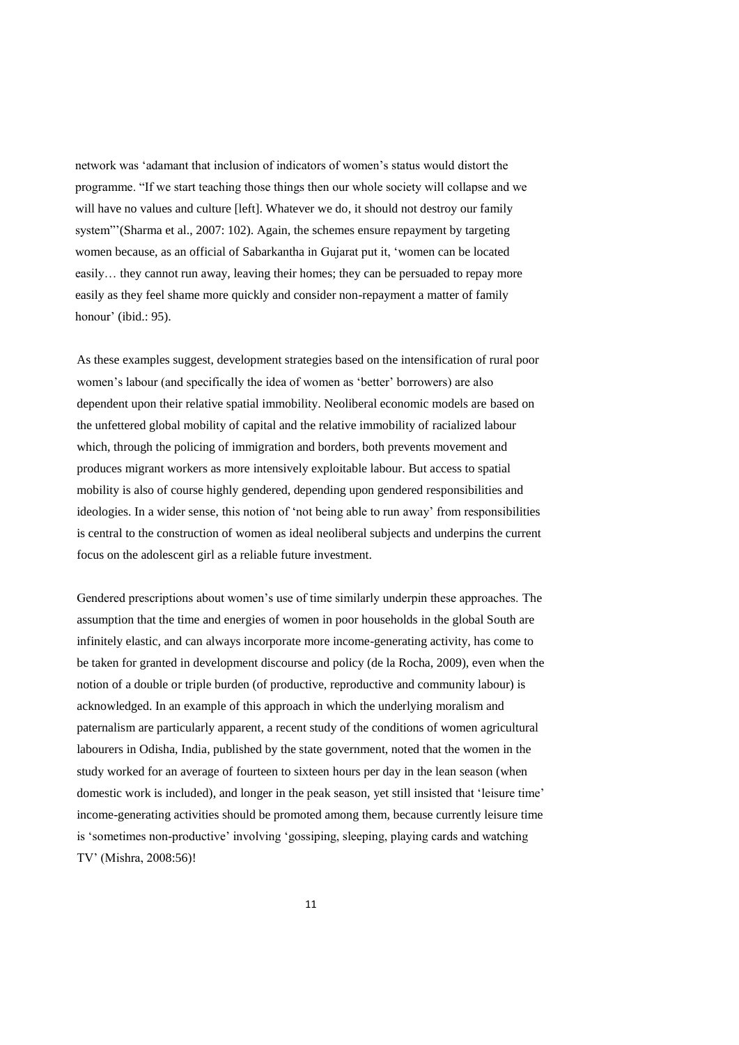network was 'adamant that inclusion of indicators of women's status would distort the programme. "If we start teaching those things then our whole society will collapse and we will have no values and culture [left]. Whatever we do, it should not destroy our family system"'(Sharma et al., 2007: 102). Again, the schemes ensure repayment by targeting women because, as an official of Sabarkantha in Gujarat put it, 'women can be located easily… they cannot run away, leaving their homes; they can be persuaded to repay more easily as they feel shame more quickly and consider non-repayment a matter of family honour' (ibid.: 95).

As these examples suggest, development strategies based on the intensification of rural poor women's labour (and specifically the idea of women as 'better' borrowers) are also dependent upon their relative spatial immobility. Neoliberal economic models are based on the unfettered global mobility of capital and the relative immobility of racialized labour which, through the policing of immigration and borders, both prevents movement and produces migrant workers as more intensively exploitable labour. But access to spatial mobility is also of course highly gendered, depending upon gendered responsibilities and ideologies. In a wider sense, this notion of 'not being able to run away' from responsibilities is central to the construction of women as ideal neoliberal subjects and underpins the current focus on the adolescent girl as a reliable future investment.

Gendered prescriptions about women's use of time similarly underpin these approaches. The assumption that the time and energies of women in poor households in the global South are infinitely elastic, and can always incorporate more income-generating activity, has come to be taken for granted in development discourse and policy (de la Rocha, 2009), even when the notion of a double or triple burden (of productive, reproductive and community labour) is acknowledged. In an example of this approach in which the underlying moralism and paternalism are particularly apparent, a recent study of the conditions of women agricultural labourers in Odisha, India, published by the state government, noted that the women in the study worked for an average of fourteen to sixteen hours per day in the lean season (when domestic work is included), and longer in the peak season, yet still insisted that 'leisure time' income-generating activities should be promoted among them, because currently leisure time is 'sometimes non-productive' involving 'gossiping, sleeping, playing cards and watching TV' (Mishra, 2008:56)!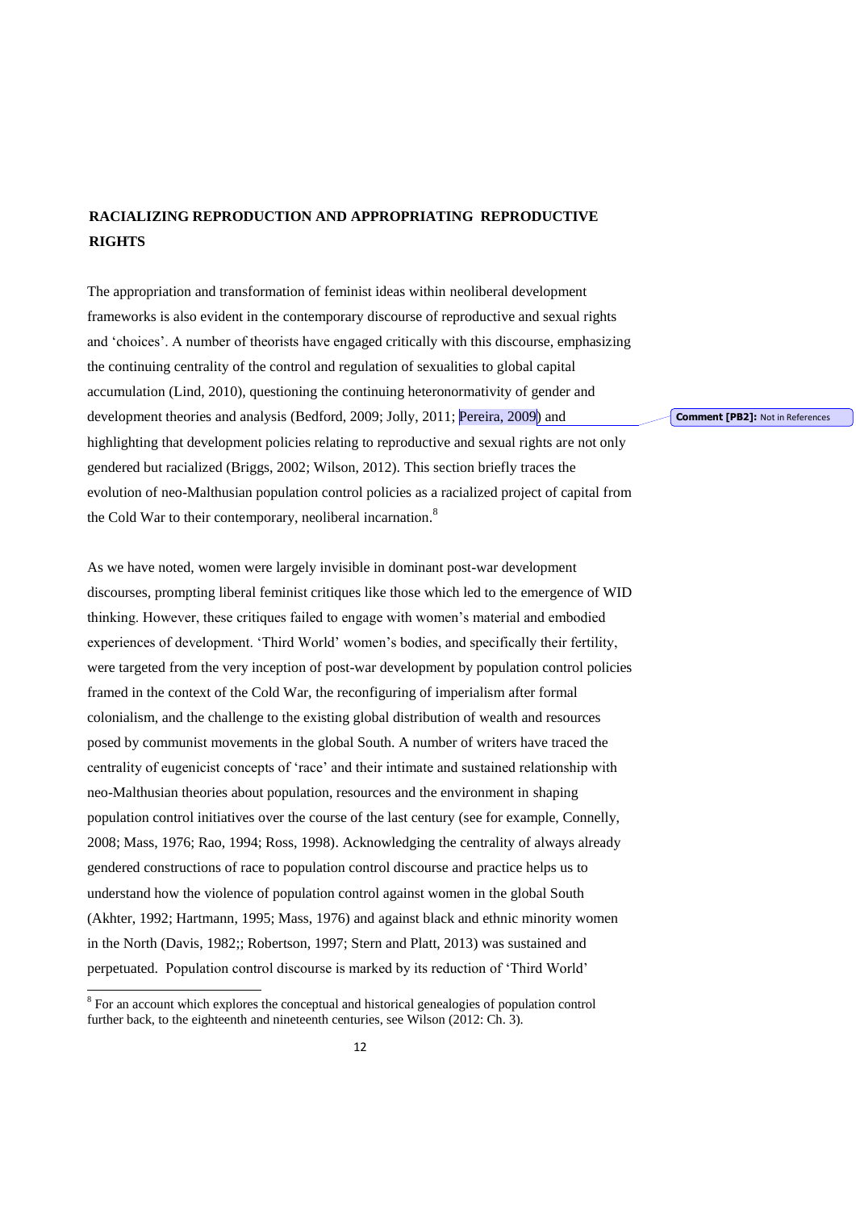## RACIALIZING REPRODUCTION AND APPROPRIATING REPRODUCTIVE RIGHTS

The appropriation and transformation of feminist ideas within neoliberal development frameworks is also evident in the contemporary discourse of reproductive and sexual rights and 'choices'. A number of theorists have engaged critically with this discourse, emphasizing the continuing centrality of the control and regulation of sexualities to global capital accumulation (Lind, 2010), questioning the continuing heteronormativity of gender and development theories and analysis (Bedford, 2009; Jolly, 2011; Pereira, 2009) and highlighting that development policies relating to reproductive and sexual rights are not only gendered but racialized (Briggs, 2002; Wilson, 2012). This section briefly traces the evolution of neo-Malthusian population control policies as a racialized project of capital from the Cold War to their contemporary, neoliberal incarnation.[8]

As we have noted, women were largely invisible in dominant post-war development discourses, prompting liberal feminist critiques like those which led to the emergence of WID thinking. However, these critiques failed to engage with women's material and embodied experiences of development. 'Third World' women's bodies, and specifically their fertility, were targeted from the very inception of post-war development by population control policies framed in the context of the Cold War, the reconfiguring of imperialism after formal colonialism, and the challenge to the existing global distribution of wealth and resources posed by communist movements in the global South. A number of writers have traced the centrality of eugenicist concepts of 'race' and their intimate and sustained relationship with neo-Malthusian theories about population, resources and the environment in shaping population control initiatives over the course of the last century (see for example, Connelly, 2008; Mass, 1976; Rao, 1994; Ross, 1998). Acknowledging the centrality of always already gendered constructions of race to population control discourse and practice helps us to understand how the violence of population control against women in the global South (Akhter, 1992; Hartmann, 1995; Mass, 1976) and against black and ethnic minority women in the North (Davis, 1982;; Robertson, 1997; Stern and Platt, 2013) was sustained and perpetuated. Population control discourse is marked by its reduction of 'Third World'

[8] For an account which explores the conceptual and historical genealogies of population control further back, to the eighteenth and nineteenth centuries, see Wilson (2012: Ch. 3).

Comment [PB2]: Not in References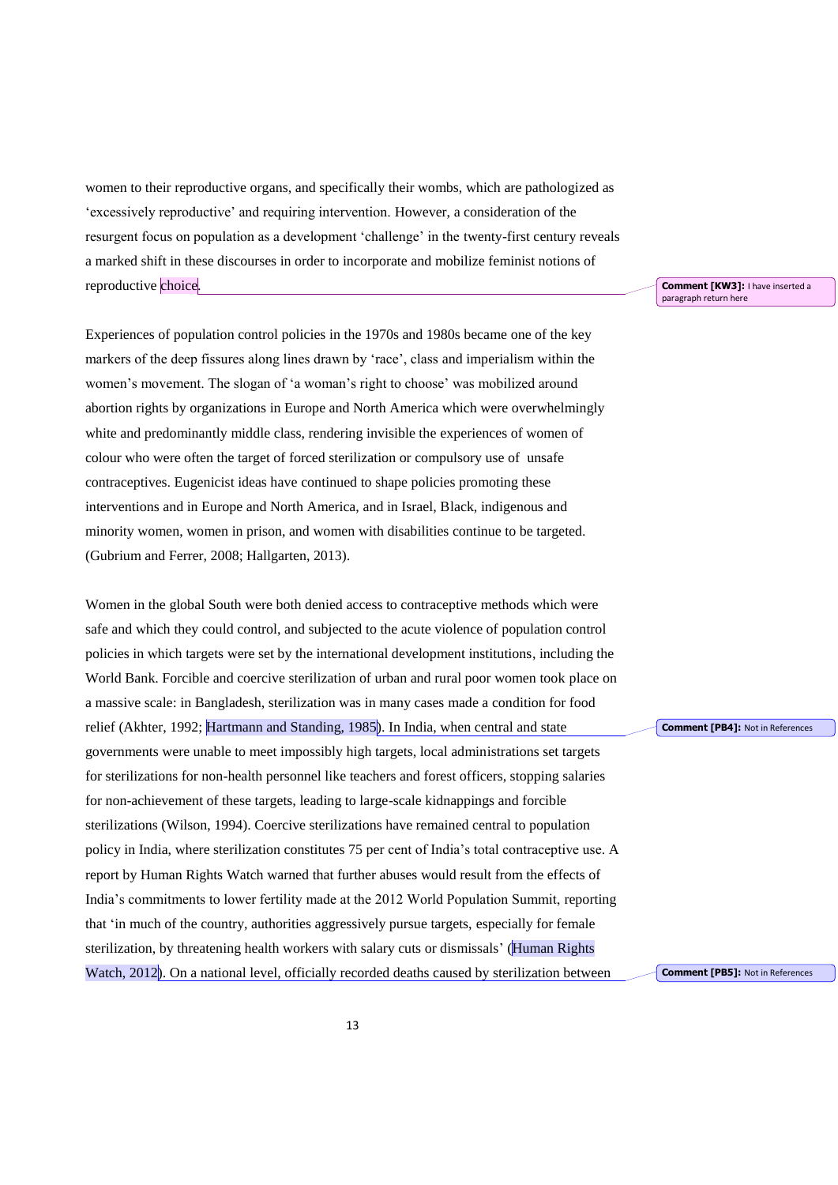women to their reproductive organs, and specifically their wombs, which are pathologized as 'excessively reproductive' and requiring intervention. However, a consideration of the resurgent focus on population as a development 'challenge' in the twenty-first century reveals a marked shift in these discourses in order to incorporate and mobilize feminist notions of reproductive choice.

Experiences of population control policies in the 1970s and 1980s became one of the key markers of the deep fissures along lines drawn by 'race', class and imperialism within the women's movement. The slogan of 'a woman's right to choose' was mobilized around abortion rights by organizations in Europe and North America which were overwhelmingly white and predominantly middle class, rendering invisible the experiences of women of colour who were often the target of forced sterilization or compulsory use of unsafe contraceptives. Eugenicist ideas have continued to shape policies promoting these interventions and in Europe and North America, and in Israel, Black, indigenous and minority women, women in prison, and women with disabilities continue to be targeted. (Gubrium and Ferrer, 2008; Hallgarten, 2013).

Women in the global South were both denied access to contraceptive methods which were safe and which they could control, and subjected to the acute violence of population control policies in which targets were set by the international development institutions, including the World Bank. Forcible and coercive sterilization of urban and rural poor women took place on a massive scale: in Bangladesh, sterilization was in many cases made a condition for food relief (Akhter, 1992; Hartmann and Standing, 1985). In India, when central and state governments were unable to meet impossibly high targets, local administrations set targets for sterilizations for non-health personnel like teachers and forest officers, stopping salaries for non-achievement of these targets, leading to large-scale kidnappings and forcible sterilizations (Wilson, 1994). Coercive sterilizations have remained central to population policy in India, where sterilization constitutes 75 per cent of India's total contraceptive use. A report by Human Rights Watch warned that further abuses would result from the effects of India's commitments to lower fertility made at the 2012 World Population Summit, reporting that 'in much of the country, authorities aggressively pursue targets, especially for female sterilization, by threatening health workers with salary cuts or dismissals' (Human Rights Watch, 2012). On a national level, officially recorded deaths caused by sterilization between

Comment [KW3]: I have inserted a paragraph return here

Comment [PB4]: Not in References

Comment [PB5]: Not in References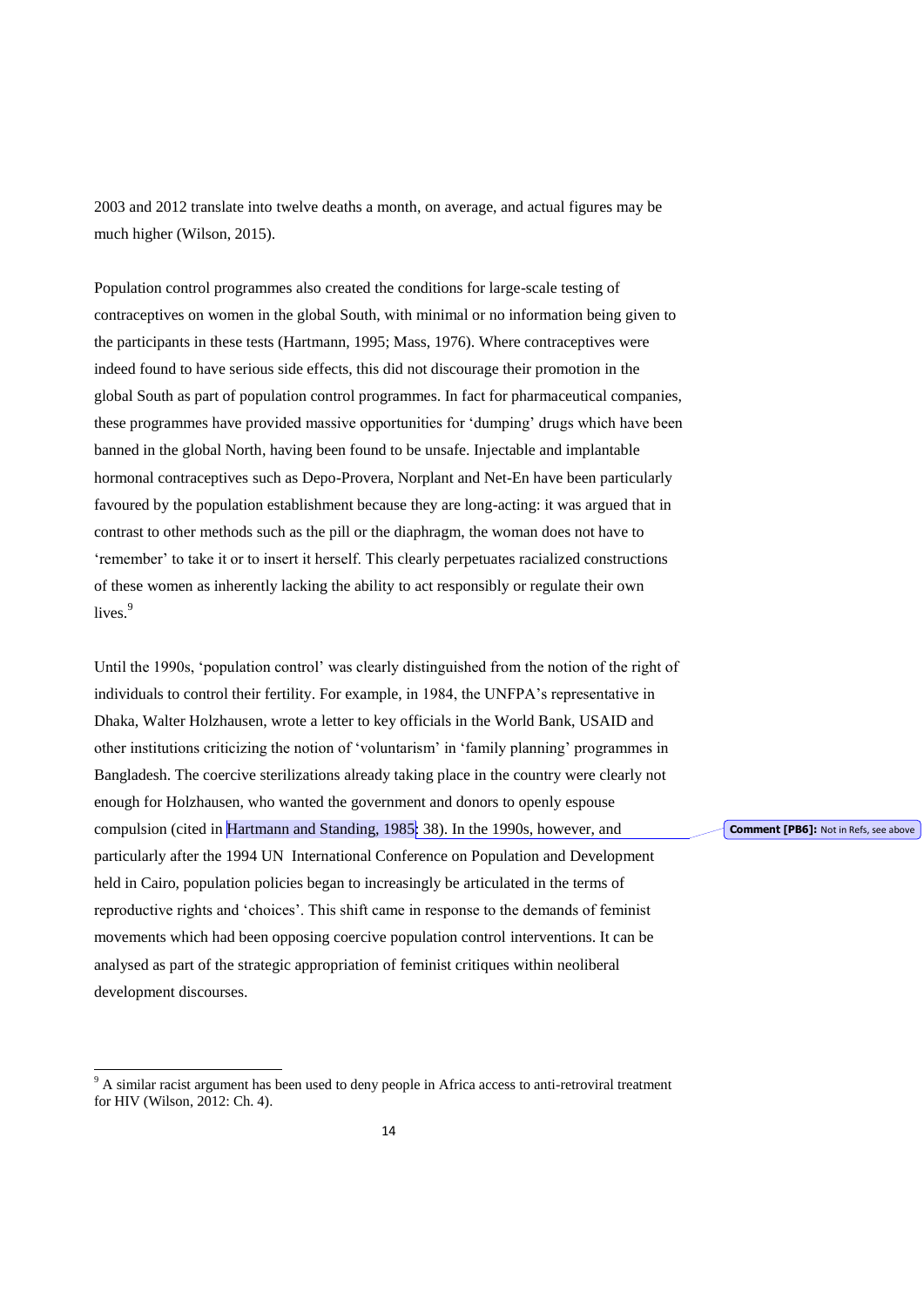2003 and 2012 translate into twelve deaths a month, on average, and actual figures may be much higher (Wilson, 2015).

Population control programmes also created the conditions for large-scale testing of contraceptives on women in the global South, with minimal or no information being given to the participants in these tests (Hartmann, 1995; Mass, 1976). Where contraceptives were indeed found to have serious side effects, this did not discourage their promotion in the global South as part of population control programmes. In fact for pharmaceutical companies, these programmes have provided massive opportunities for 'dumping' drugs which have been banned in the global North, having been found to be unsafe. Injectable and implantable hormonal contraceptives such as Depo-Provera, Norplant and Net-En have been particularly favoured by the population establishment because they are long-acting: it was argued that in contrast to other methods such as the pill or the diaphragm, the woman does not have to 'remember' to take it or to insert it herself. This clearly perpetuates racialized constructions of these women as inherently lacking the ability to act responsibly or regulate their own lives.[9]

Until the 1990s, 'population control' was clearly distinguished from the notion of the right of individuals to control their fertility. For example, in 1984, the UNFPA's representative in Dhaka, Walter Holzhausen, wrote a letter to key officials in the World Bank, USAID and other institutions criticizing the notion of 'voluntarism' in 'family planning' programmes in Bangladesh. The coercive sterilizations already taking place in the country were clearly not enough for Holzhausen, who wanted the government and donors to openly espouse compulsion (cited in Hartmann and Standing, 1985: 38). In the 1990s, however, and particularly after the 1994 UN International Conference on Population and Development held in Cairo, population policies began to increasingly be articulated in the terms of reproductive rights and 'choices'. This shift came in response to the demands of feminist movements which had been opposing coercive population control interventions. It can be analysed as part of the strategic appropriation of feminist critiques within neoliberal development discourses.

**Comment [PB6]:** Not in Refs, see above

[9] A similar racist argument has been used to deny people in Africa access to anti-retroviral treatment for HIV (Wilson, 2012: Ch. 4).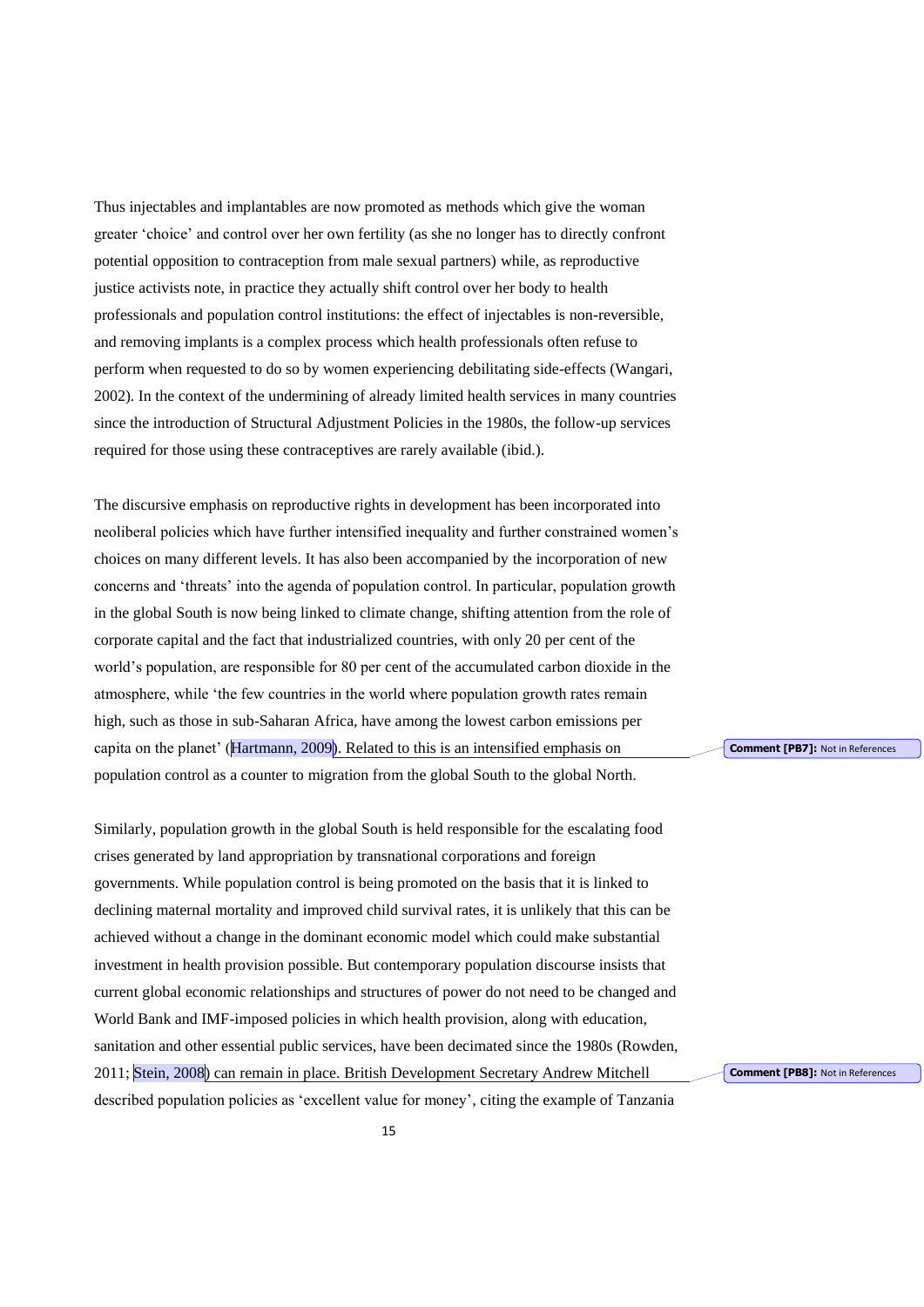Thus injectables and implantables are now promoted as methods which give the woman greater 'choice' and control over her own fertility (as she no longer has to directly confront potential opposition to contraception from male sexual partners) while, as reproductive justice activists note, in practice they actually shift control over her body to health professionals and population control institutions: the effect of injectables is non-reversible, and removing implants is a complex process which health professionals often refuse to perform when requested to do so by women experiencing debilitating side-effects (Wangari, 2002). In the context of the undermining of already limited health services in many countries since the introduction of Structural Adjustment Policies in the 1980s, the follow-up services required for those using these contraceptives are rarely available (ibid.).

The discursive emphasis on reproductive rights in development has been incorporated into neoliberal policies which have further intensified inequality and further constrained women's choices on many different levels. It has also been accompanied by the incorporation of new concerns and 'threats' into the agenda of population control. In particular, population growth in the global South is now being linked to climate change, shifting attention from the role of corporate capital and the fact that industrialized countries, with only 20 per cent of the world's population, are responsible for 80 per cent of the accumulated carbon dioxide in the atmosphere, while 'the few countries in the world where population growth rates remain high, such as those in sub-Saharan Africa, have among the lowest carbon emissions per capita on the planet' (Hartmann, 2009). Related to this is an intensified emphasis on population control as a counter to migration from the global South to the global North.

Comment [PB7]: Not in References

Similarly, population growth in the global South is held responsible for the escalating food crises generated by land appropriation by transnational corporations and foreign governments. While population control is being promoted on the basis that it is linked to declining maternal mortality and improved child survival rates, it is unlikely that this can be achieved without a change in the dominant economic model which could make substantial investment in health provision possible. But contemporary population discourse insists that current global economic relationships and structures of power do not need to be changed and World Bank and IMF-imposed policies in which health provision, along with education, sanitation and other essential public services, have been decimated since the 1980s (Rowden, 2011; Stein, 2008) can remain in place. British Development Secretary Andrew Mitchell described population policies as 'excellent value for money', citing the example of Tanzania

Comment [PB8]: Not in References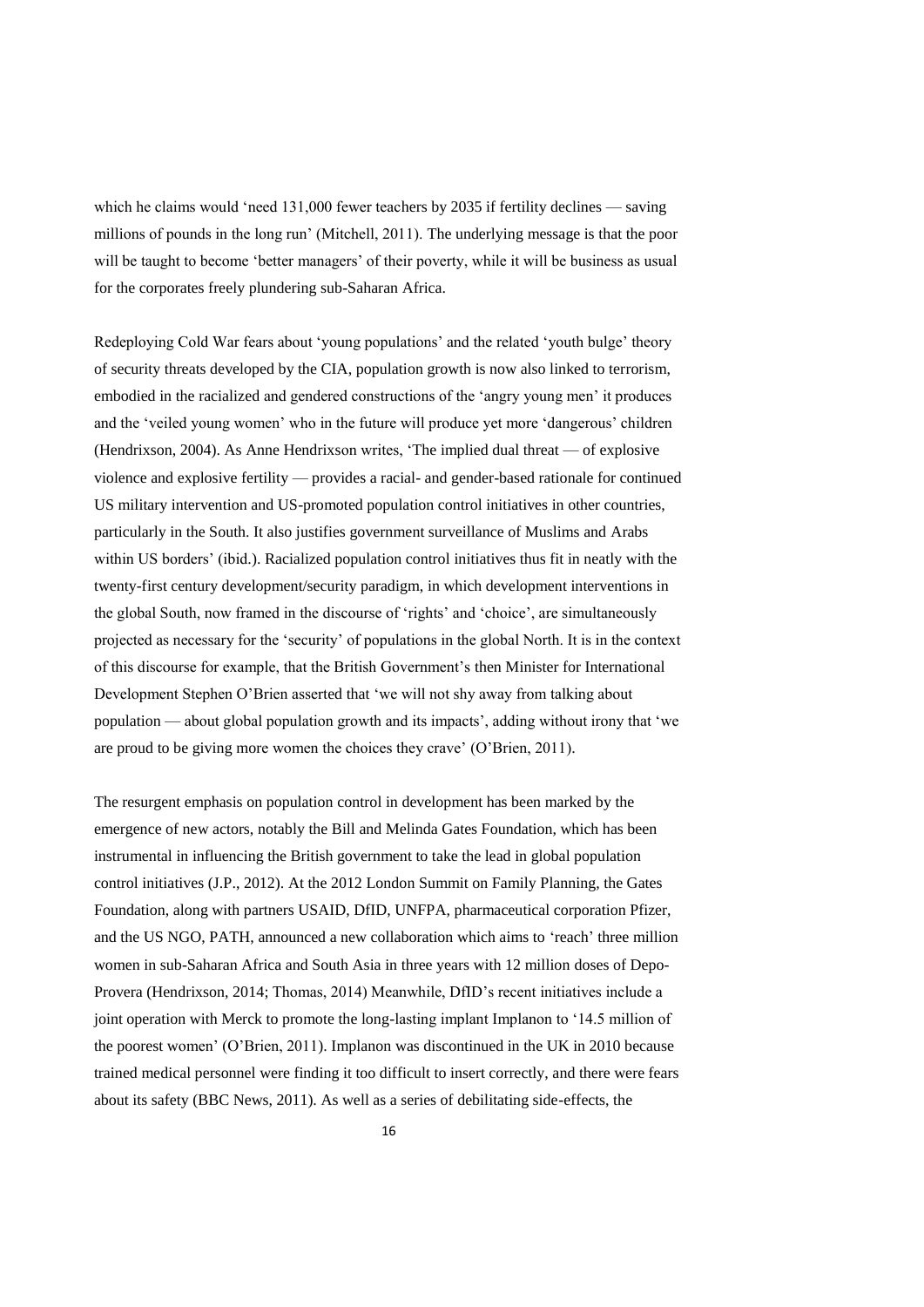which he claims would 'need 131,000 fewer teachers by 2035 if fertility declines — saving millions of pounds in the long run' (Mitchell, 2011). The underlying message is that the poor will be taught to become 'better managers' of their poverty, while it will be business as usual for the corporates freely plundering sub-Saharan Africa.

Redeploying Cold War fears about 'young populations' and the related 'youth bulge' theory of security threats developed by the CIA, population growth is now also linked to terrorism, embodied in the racialized and gendered constructions of the 'angry young men' it produces and the 'veiled young women' who in the future will produce yet more 'dangerous' children (Hendrixson, 2004). As Anne Hendrixson writes, 'The implied dual threat — of explosive violence and explosive fertility — provides a racial- and gender-based rationale for continued US military intervention and US-promoted population control initiatives in other countries, particularly in the South. It also justifies government surveillance of Muslims and Arabs within US borders' (ibid.). Racialized population control initiatives thus fit in neatly with the twenty-first century development/security paradigm, in which development interventions in the global South, now framed in the discourse of 'rights' and 'choice', are simultaneously projected as necessary for the 'security' of populations in the global North. It is in the context of this discourse for example, that the British Government's then Minister for International Development Stephen O'Brien asserted that 'we will not shy away from talking about population — about global population growth and its impacts', adding without irony that 'we are proud to be giving more women the choices they crave' (O'Brien, 2011).

The resurgent emphasis on population control in development has been marked by the emergence of new actors, notably the Bill and Melinda Gates Foundation, which has been instrumental in influencing the British government to take the lead in global population control initiatives (J.P., 2012). At the 2012 London Summit on Family Planning, the Gates Foundation, along with partners USAID, DfID, UNFPA, pharmaceutical corporation Pfizer, and the US NGO, PATH, announced a new collaboration which aims to 'reach' three million women in sub-Saharan Africa and South Asia in three years with 12 million doses of Depo-Provera (Hendrixson, 2014; Thomas, 2014) Meanwhile, DfID's recent initiatives include a joint operation with Merck to promote the long-lasting implant Implanon to '14.5 million of the poorest women' (O'Brien, 2011). Implanon was discontinued in the UK in 2010 because trained medical personnel were finding it too difficult to insert correctly, and there were fears about its safety (BBC News, 2011). As well as a series of debilitating side-effects, the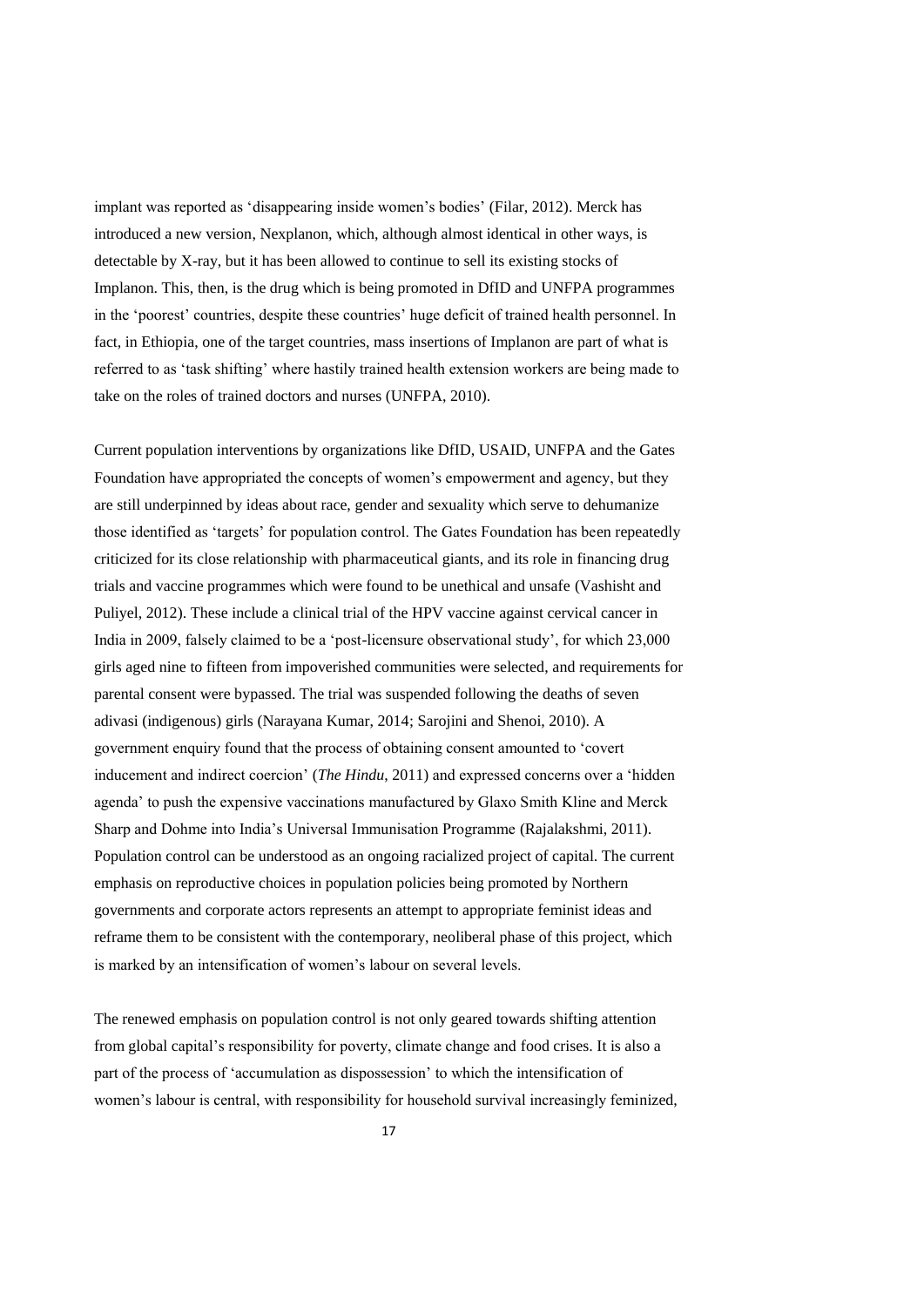implant was reported as 'disappearing inside women's bodies' (Filar, 2012). Merck has introduced a new version, Nexplanon, which, although almost identical in other ways, is detectable by X-ray, but it has been allowed to continue to sell its existing stocks of Implanon. This, then, is the drug which is being promoted in DfID and UNFPA programmes in the 'poorest' countries, despite these countries' huge deficit of trained health personnel. In fact, in Ethiopia, one of the target countries, mass insertions of Implanon are part of what is referred to as 'task shifting' where hastily trained health extension workers are being made to take on the roles of trained doctors and nurses (UNFPA, 2010).

Current population interventions by organizations like DfID, USAID, UNFPA and the Gates Foundation have appropriated the concepts of women's empowerment and agency, but they are still underpinned by ideas about race, gender and sexuality which serve to dehumanize those identified as 'targets' for population control. The Gates Foundation has been repeatedly criticized for its close relationship with pharmaceutical giants, and its role in financing drug trials and vaccine programmes which were found to be unethical and unsafe (Vashisht and Puliyel, 2012). These include a clinical trial of the HPV vaccine against cervical cancer in India in 2009, falsely claimed to be a 'post-licensure observational study', for which 23,000 girls aged nine to fifteen from impoverished communities were selected, and requirements for parental consent were bypassed. The trial was suspended following the deaths of seven adivasi (indigenous) girls (Narayana Kumar, 2014; Sarojini and Shenoi, 2010). A government enquiry found that the process of obtaining consent amounted to 'covert inducement and indirect coercion' (*The Hindu*, 2011) and expressed concerns over a 'hidden agenda' to push the expensive vaccinations manufactured by Glaxo Smith Kline and Merck Sharp and Dohme into India's Universal Immunisation Programme (Rajalakshmi, 2011). Population control can be understood as an ongoing racialized project of capital. The current emphasis on reproductive choices in population policies being promoted by Northern governments and corporate actors represents an attempt to appropriate feminist ideas and reframe them to be consistent with the contemporary, neoliberal phase of this project, which is marked by an intensification of women's labour on several levels.

The renewed emphasis on population control is not only geared towards shifting attention from global capital's responsibility for poverty, climate change and food crises. It is also a part of the process of 'accumulation as dispossession' to which the intensification of women's labour is central, with responsibility for household survival increasingly feminized,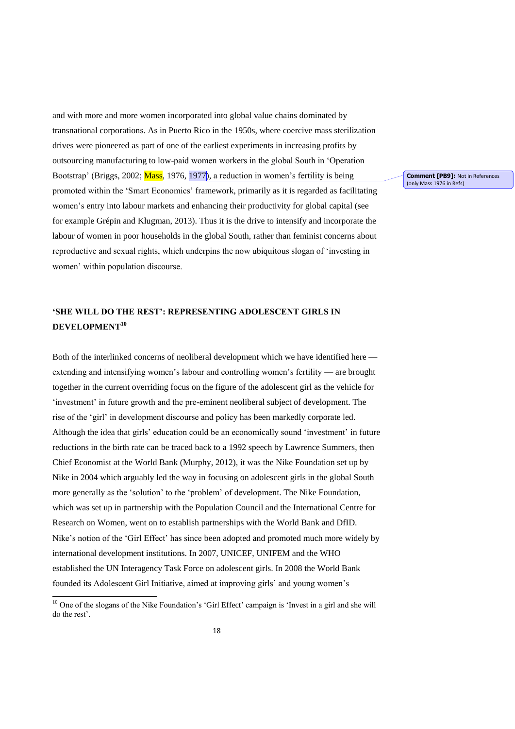and with more and more women incorporated into global value chains dominated by transnational corporations. As in Puerto Rico in the 1950s, where coercive mass sterilization drives were pioneered as part of one of the earliest experiments in increasing profits by outsourcing manufacturing to low-paid women workers in the global South in 'Operation Bootstrap' (Briggs, 2002; Mass, 1976, 1977), a reduction in women's fertility is being promoted within the 'Smart Economics' framework, primarily as it is regarded as facilitating women's entry into labour markets and enhancing their productivity for global capital (see for example Grépin and Klugman, 2013). Thus it is the drive to intensify and incorporate the labour of women in poor households in the global South, rather than feminist concerns about reproductive and sexual rights, which underpins the now ubiquitous slogan of 'investing in women' within population discourse.

**Comment [PB9]:** Not in References (only Mass 1976 in Refs)

## 'SHE WILL DO THE REST': REPRESENTING ADOLESCENT GIRLS IN DEVELOPMENT[10]

Both of the interlinked concerns of neoliberal development which we have identified here — extending and intensifying women's labour and controlling women's fertility — are brought together in the current overriding focus on the figure of the adolescent girl as the vehicle for 'investment' in future growth and the pre-eminent neoliberal subject of development. The rise of the 'girl' in development discourse and policy has been markedly corporate led. Although the idea that girls' education could be an economically sound 'investment' in future reductions in the birth rate can be traced back to a 1992 speech by Lawrence Summers, then Chief Economist at the World Bank (Murphy, 2012), it was the Nike Foundation set up by Nike in 2004 which arguably led the way in focusing on adolescent girls in the global South more generally as the 'solution' to the 'problem' of development. The Nike Foundation, which was set up in partnership with the Population Council and the International Centre for Research on Women, went on to establish partnerships with the World Bank and DfID. Nike's notion of the 'Girl Effect' has since been adopted and promoted much more widely by international development institutions. In 2007, UNICEF, UNIFEM and the WHO established the UN Interagency Task Force on adolescent girls. In 2008 the World Bank founded its Adolescent Girl Initiative, aimed at improving girls' and young women's

[10] One of the slogans of the Nike Foundation's 'Girl Effect' campaign is 'Invest in a girl and she will do the rest'.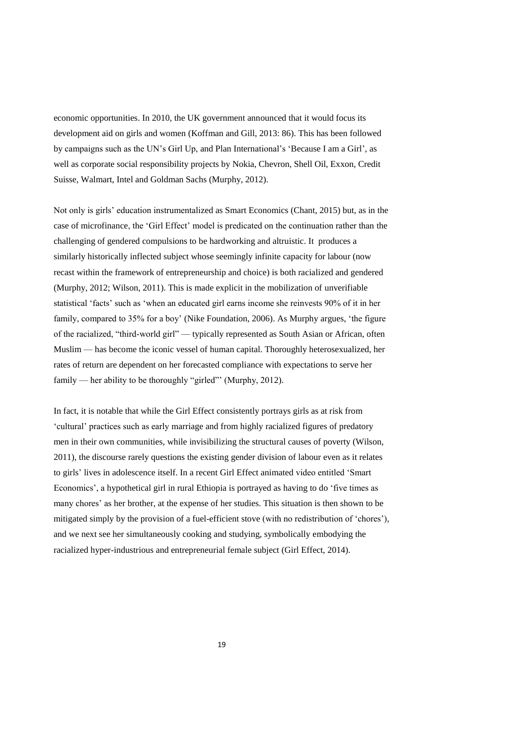economic opportunities. In 2010, the UK government announced that it would focus its development aid on girls and women (Koffman and Gill, 2013: 86). This has been followed by campaigns such as the UN's Girl Up, and Plan International's 'Because I am a Girl', as well as corporate social responsibility projects by Nokia, Chevron, Shell Oil, Exxon, Credit Suisse, Walmart, Intel and Goldman Sachs (Murphy, 2012).

Not only is girls' education instrumentalized as Smart Economics (Chant, 2015) but, as in the case of microfinance, the 'Girl Effect' model is predicated on the continuation rather than the challenging of gendered compulsions to be hardworking and altruistic. It produces a similarly historically inflected subject whose seemingly infinite capacity for labour (now recast within the framework of entrepreneurship and choice) is both racialized and gendered (Murphy, 2012; Wilson, 2011). This is made explicit in the mobilization of unverifiable statistical 'facts' such as 'when an educated girl earns income she reinvests 90% of it in her family, compared to 35% for a boy' (Nike Foundation, 2006). As Murphy argues, 'the figure of the racialized, "third-world girl" — typically represented as South Asian or African, often Muslim — has become the iconic vessel of human capital. Thoroughly heterosexualized, her rates of return are dependent on her forecasted compliance with expectations to serve her family — her ability to be thoroughly "girled"' (Murphy, 2012).

In fact, it is notable that while the Girl Effect consistently portrays girls as at risk from 'cultural' practices such as early marriage and from highly racialized figures of predatory men in their own communities, while invisibilizing the structural causes of poverty (Wilson, 2011), the discourse rarely questions the existing gender division of labour even as it relates to girls' lives in adolescence itself. In a recent Girl Effect animated video entitled 'Smart Economics', a hypothetical girl in rural Ethiopia is portrayed as having to do 'five times as many chores' as her brother, at the expense of her studies. This situation is then shown to be mitigated simply by the provision of a fuel-efficient stove (with no redistribution of 'chores'), and we next see her simultaneously cooking and studying, symbolically embodying the racialized hyper-industrious and entrepreneurial female subject (Girl Effect, 2014).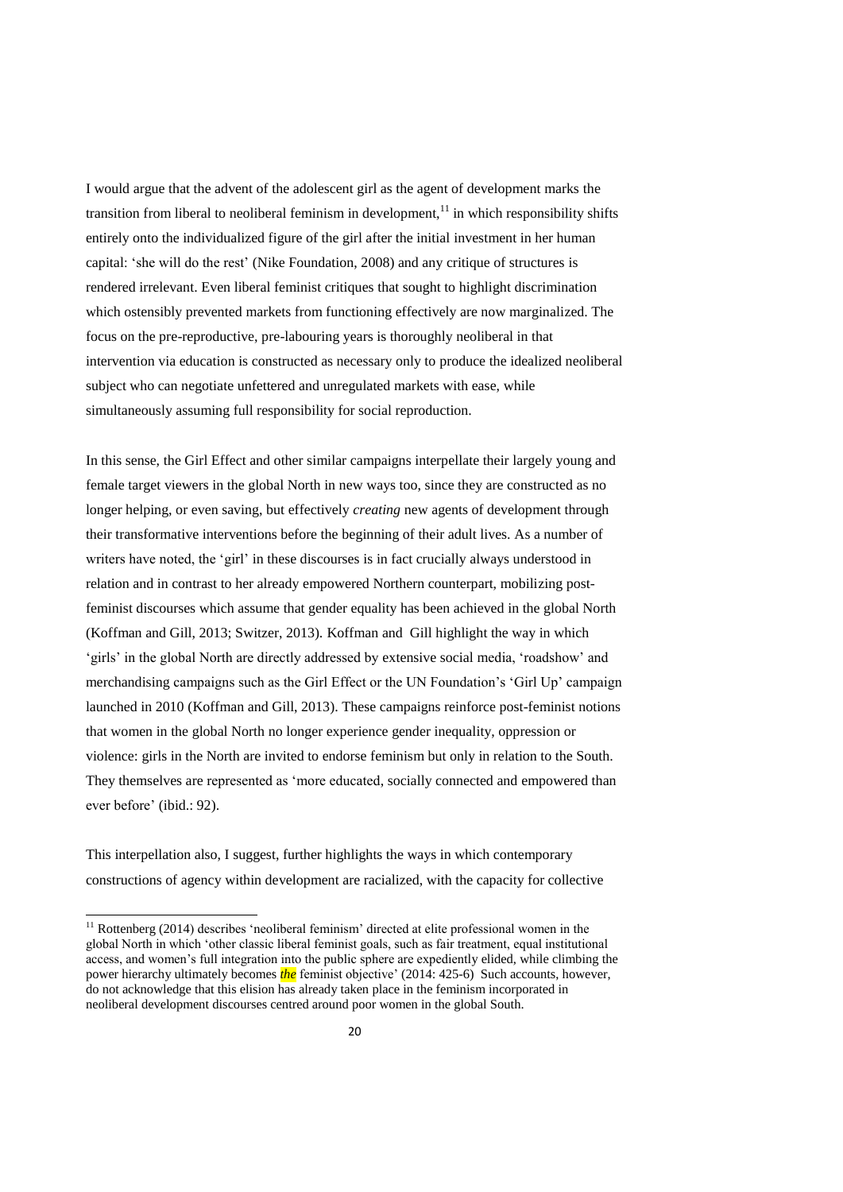I would argue that the advent of the adolescent girl as the agent of development marks the transition from liberal to neoliberal feminism in development,[11] in which responsibility shifts entirely onto the individualized figure of the girl after the initial investment in her human capital: 'she will do the rest' (Nike Foundation, 2008) and any critique of structures is rendered irrelevant. Even liberal feminist critiques that sought to highlight discrimination which ostensibly prevented markets from functioning effectively are now marginalized. The focus on the pre-reproductive, pre-labouring years is thoroughly neoliberal in that intervention via education is constructed as necessary only to produce the idealized neoliberal subject who can negotiate unfettered and unregulated markets with ease, while simultaneously assuming full responsibility for social reproduction.

In this sense, the Girl Effect and other similar campaigns interpellate their largely young and female target viewers in the global North in new ways too, since they are constructed as no longer helping, or even saving, but effectively *creating* new agents of development through their transformative interventions before the beginning of their adult lives. As a number of writers have noted, the 'girl' in these discourses is in fact crucially always understood in relation and in contrast to her already empowered Northern counterpart, mobilizing post-feminist discourses which assume that gender equality has been achieved in the global North (Koffman and Gill, 2013; Switzer, 2013). Koffman and Gill highlight the way in which 'girls' in the global North are directly addressed by extensive social media, 'roadshow' and merchandising campaigns such as the Girl Effect or the UN Foundation's 'Girl Up' campaign launched in 2010 (Koffman and Gill, 2013). These campaigns reinforce post-feminist notions that women in the global North no longer experience gender inequality, oppression or violence: girls in the North are invited to endorse feminism but only in relation to the South. They themselves are represented as 'more educated, socially connected and empowered than ever before' (ibid.: 92).

This interpellation also, I suggest, further highlights the ways in which contemporary constructions of agency within development are racialized, with the capacity for collective

---

[11] Rottenberg (2014) describes 'neoliberal feminism' directed at elite professional women in the global North in which 'other classic liberal feminist goals, such as fair treatment, equal institutional access, and women's full integration into the public sphere are expediently elided, while climbing the power hierarchy ultimately becomes ***the*** feminist objective' (2014: 425-6) Such accounts, however, do not acknowledge that this elision has already taken place in the feminism incorporated in neoliberal development discourses centred around poor women in the global South.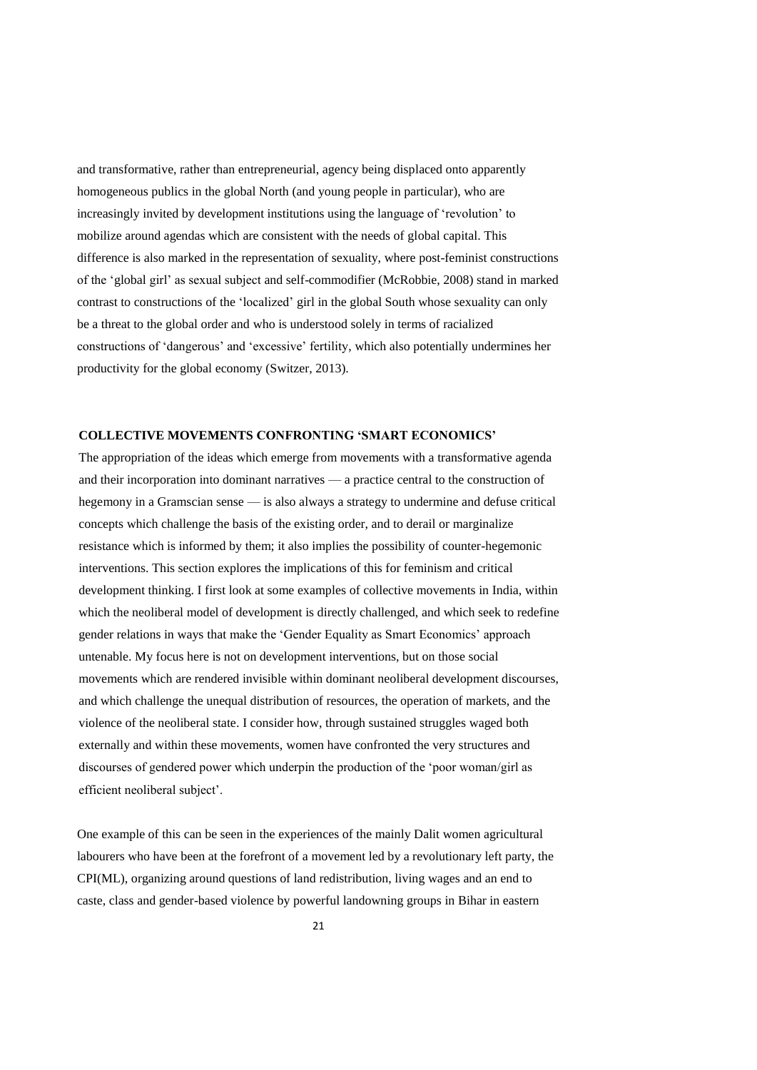and transformative, rather than entrepreneurial, agency being displaced onto apparently homogeneous publics in the global North (and young people in particular), who are increasingly invited by development institutions using the language of 'revolution' to mobilize around agendas which are consistent with the needs of global capital. This difference is also marked in the representation of sexuality, where post-feminist constructions of the 'global girl' as sexual subject and self-commodifier (McRobbie, 2008) stand in marked contrast to constructions of the 'localized' girl in the global South whose sexuality can only be a threat to the global order and who is understood solely in terms of racialized constructions of 'dangerous' and 'excessive' fertility, which also potentially undermines her productivity for the global economy (Switzer, 2013).

## COLLECTIVE MOVEMENTS CONFRONTING 'SMART ECONOMICS'

The appropriation of the ideas which emerge from movements with a transformative agenda and their incorporation into dominant narratives — a practice central to the construction of hegemony in a Gramscian sense — is also always a strategy to undermine and defuse critical concepts which challenge the basis of the existing order, and to derail or marginalize resistance which is informed by them; it also implies the possibility of counter-hegemonic interventions. This section explores the implications of this for feminism and critical development thinking. I first look at some examples of collective movements in India, within which the neoliberal model of development is directly challenged, and which seek to redefine gender relations in ways that make the 'Gender Equality as Smart Economics' approach untenable. My focus here is not on development interventions, but on those social movements which are rendered invisible within dominant neoliberal development discourses, and which challenge the unequal distribution of resources, the operation of markets, and the violence of the neoliberal state. I consider how, through sustained struggles waged both externally and within these movements, women have confronted the very structures and discourses of gendered power which underpin the production of the 'poor woman/girl as efficient neoliberal subject'.

One example of this can be seen in the experiences of the mainly Dalit women agricultural labourers who have been at the forefront of a movement led by a revolutionary left party, the CPI(ML), organizing around questions of land redistribution, living wages and an end to caste, class and gender-based violence by powerful landowning groups in Bihar in eastern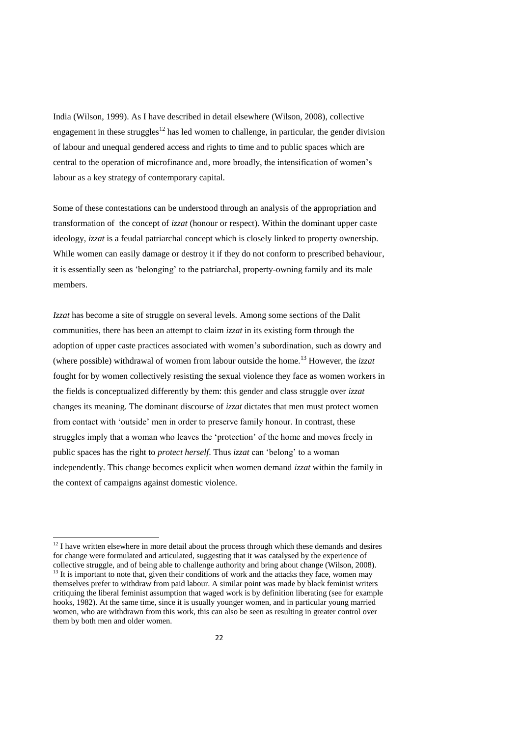India (Wilson, 1999). As I have described in detail elsewhere (Wilson, 2008), collective engagement in these struggles[12] has led women to challenge, in particular, the gender division of labour and unequal gendered access and rights to time and to public spaces which are central to the operation of microfinance and, more broadly, the intensification of women's labour as a key strategy of contemporary capital.

Some of these contestations can be understood through an analysis of the appropriation and transformation of the concept of *izzat* (honour or respect). Within the dominant upper caste ideology, *izzat* is a feudal patriarchal concept which is closely linked to property ownership. While women can easily damage or destroy it if they do not conform to prescribed behaviour, it is essentially seen as 'belonging' to the patriarchal, property-owning family and its male members.

*Izzat* has become a site of struggle on several levels. Among some sections of the Dalit communities, there has been an attempt to claim *izzat* in its existing form through the adoption of upper caste practices associated with women's subordination, such as dowry and (where possible) withdrawal of women from labour outside the home.[13] However, the *izzat* fought for by women collectively resisting the sexual violence they face as women workers in the fields is conceptualized differently by them: this gender and class struggle over *izzat* changes its meaning. The dominant discourse of *izzat* dictates that men must protect women from contact with 'outside' men in order to preserve family honour. In contrast, these struggles imply that a woman who leaves the 'protection' of the home and moves freely in public spaces has the right to *protect herself*. Thus *izzat* can 'belong' to a woman independently. This change becomes explicit when women demand *izzat* within the family in the context of campaigns against domestic violence.

---

[12] I have written elsewhere in more detail about the process through which these demands and desires for change were formulated and articulated, suggesting that it was catalysed by the experience of collective struggle, and of being able to challenge authority and bring about change (Wilson, 2008).

[13] It is important to note that, given their conditions of work and the attacks they face, women may themselves prefer to withdraw from paid labour. A similar point was made by black feminist writers critiquing the liberal feminist assumption that waged work is by definition liberating (see for example hooks, 1982). At the same time, since it is usually younger women, and in particular young married women, who are withdrawn from this work, this can also be seen as resulting in greater control over them by both men and older women.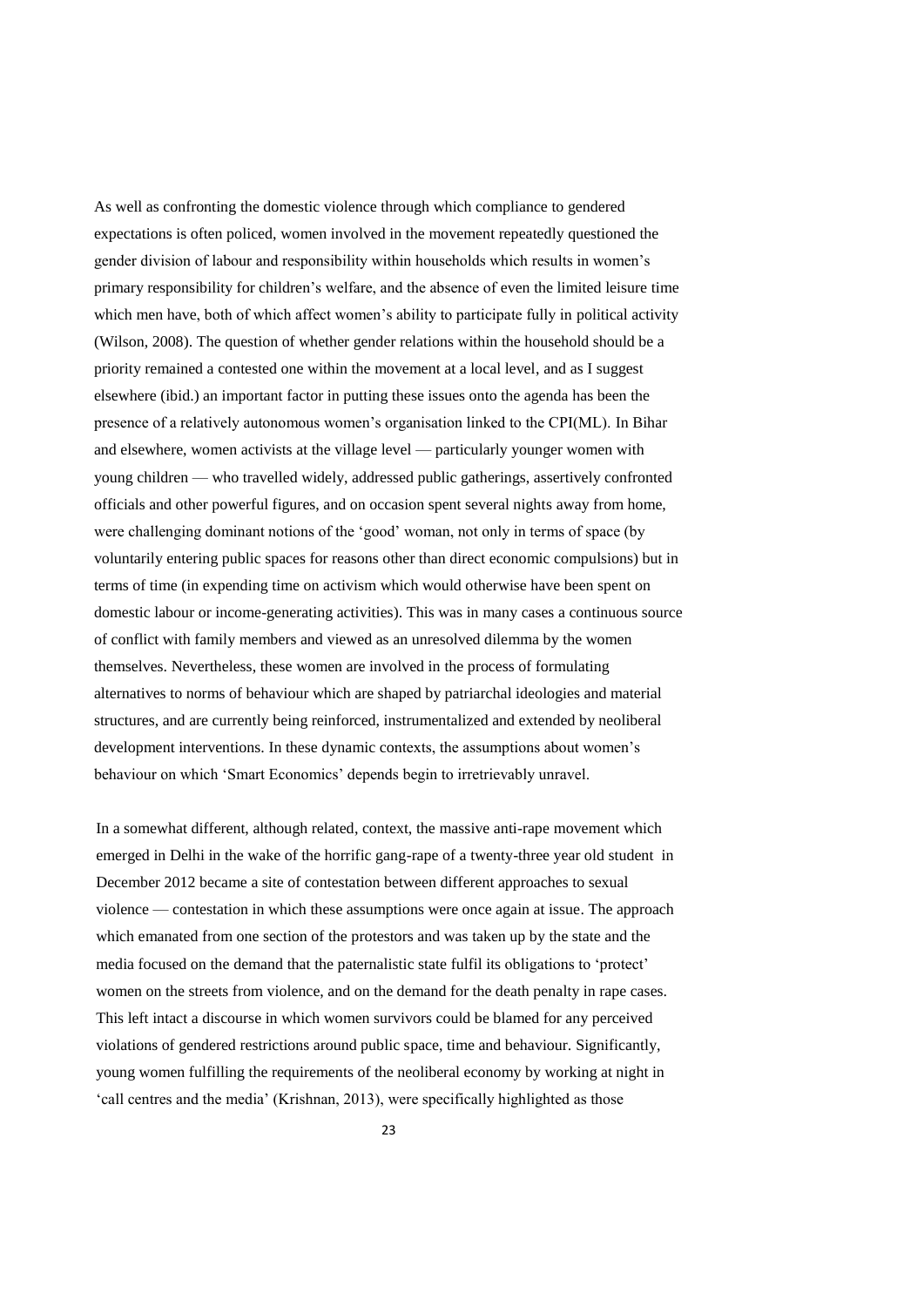As well as confronting the domestic violence through which compliance to gendered expectations is often policed, women involved in the movement repeatedly questioned the gender division of labour and responsibility within households which results in women's primary responsibility for children's welfare, and the absence of even the limited leisure time which men have, both of which affect women's ability to participate fully in political activity (Wilson, 2008). The question of whether gender relations within the household should be a priority remained a contested one within the movement at a local level, and as I suggest elsewhere (ibid.) an important factor in putting these issues onto the agenda has been the presence of a relatively autonomous women's organisation linked to the CPI(ML). In Bihar and elsewhere, women activists at the village level — particularly younger women with young children — who travelled widely, addressed public gatherings, assertively confronted officials and other powerful figures, and on occasion spent several nights away from home, were challenging dominant notions of the 'good' woman, not only in terms of space (by voluntarily entering public spaces for reasons other than direct economic compulsions) but in terms of time (in expending time on activism which would otherwise have been spent on domestic labour or income-generating activities). This was in many cases a continuous source of conflict with family members and viewed as an unresolved dilemma by the women themselves. Nevertheless, these women are involved in the process of formulating alternatives to norms of behaviour which are shaped by patriarchal ideologies and material structures, and are currently being reinforced, instrumentalized and extended by neoliberal development interventions. In these dynamic contexts, the assumptions about women's behaviour on which 'Smart Economics' depends begin to irretrievably unravel.

In a somewhat different, although related, context, the massive anti-rape movement which emerged in Delhi in the wake of the horrific gang-rape of a twenty-three year old student in December 2012 became a site of contestation between different approaches to sexual violence — contestation in which these assumptions were once again at issue. The approach which emanated from one section of the protestors and was taken up by the state and the media focused on the demand that the paternalistic state fulfil its obligations to 'protect' women on the streets from violence, and on the demand for the death penalty in rape cases. This left intact a discourse in which women survivors could be blamed for any perceived violations of gendered restrictions around public space, time and behaviour. Significantly, young women fulfilling the requirements of the neoliberal economy by working at night in 'call centres and the media' (Krishnan, 2013), were specifically highlighted as those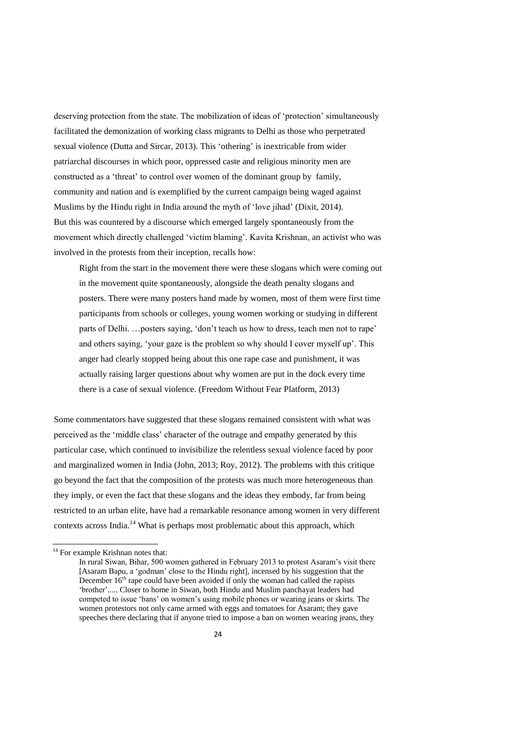deserving protection from the state. The mobilization of ideas of 'protection' simultaneously facilitated the demonization of working class migrants to Delhi as those who perpetrated sexual violence (Dutta and Sircar, 2013). This 'othering' is inextricable from wider patriarchal discourses in which poor, oppressed caste and religious minority men are constructed as a 'threat' to control over women of the dominant group by family, community and nation and is exemplified by the current campaign being waged against Muslims by the Hindu right in India around the myth of 'love jihad' (Dixit, 2014). But this was countered by a discourse which emerged largely spontaneously from the movement which directly challenged 'victim blaming'. Kavita Krishnan, an activist who was involved in the protests from their inception, recalls how:

> Right from the start in the movement there were these slogans which were coming out in the movement quite spontaneously, alongside the death penalty slogans and posters. There were many posters hand made by women, most of them were first time participants from schools or colleges, young women working or studying in different parts of Delhi. …posters saying, 'don't teach us how to dress, teach men not to rape' and others saying, 'your gaze is the problem so why should I cover myself up'. This anger had clearly stopped being about this one rape case and punishment, it was actually raising larger questions about why women are put in the dock every time there is a case of sexual violence. (Freedom Without Fear Platform, 2013)

Some commentators have suggested that these slogans remained consistent with what was perceived as the 'middle class' character of the outrage and empathy generated by this particular case, which continued to invisibilize the relentless sexual violence faced by poor and marginalized women in India (John, 2013; Roy, 2012). The problems with this critique go beyond the fact that the composition of the protests was much more heterogeneous than they imply, or even the fact that these slogans and the ideas they embody, far from being restricted to an urban elite, have had a remarkable resonance among women in very different contexts across India.[14] What is perhaps most problematic about this approach, which

---

[14] For example Krishnan notes that:

> In rural Siwan, Bihar, 500 women gathered in February 2013 to protest Asaram's visit there [Asaram Bapu, a 'godman' close to the Hindu right], incensed by his suggestion that the December 16th rape could have been avoided if only the woman had called the rapists 'brother'..... Closer to home in Siwan, both Hindu and Muslim panchayat leaders had competed to issue 'bans' on women's using mobile phones or wearing jeans or skirts. The women protestors not only came armed with eggs and tomatoes for Asaram; they gave speeches there declaring that if anyone tried to impose a ban on women wearing jeans, they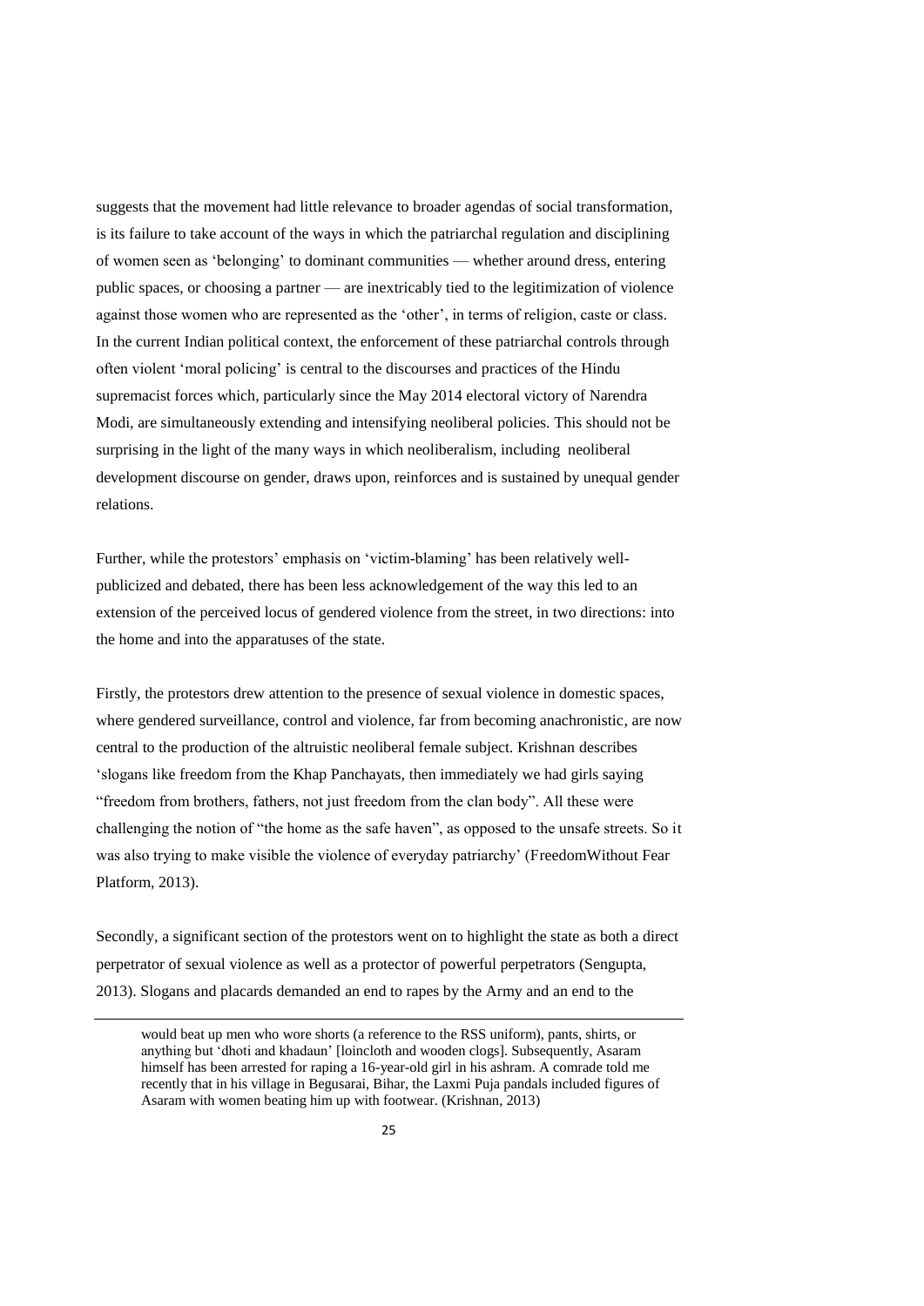suggests that the movement had little relevance to broader agendas of social transformation, is its failure to take account of the ways in which the patriarchal regulation and disciplining of women seen as 'belonging' to dominant communities — whether around dress, entering public spaces, or choosing a partner — are inextricably tied to the legitimization of violence against those women who are represented as the 'other', in terms of religion, caste or class. In the current Indian political context, the enforcement of these patriarchal controls through often violent 'moral policing' is central to the discourses and practices of the Hindu supremacist forces which, particularly since the May 2014 electoral victory of Narendra Modi, are simultaneously extending and intensifying neoliberal policies. This should not be surprising in the light of the many ways in which neoliberalism, including neoliberal development discourse on gender, draws upon, reinforces and is sustained by unequal gender relations.

Further, while the protestors' emphasis on 'victim-blaming' has been relatively well-publicized and debated, there has been less acknowledgement of the way this led to an extension of the perceived locus of gendered violence from the street, in two directions: into the home and into the apparatuses of the state.

Firstly, the protestors drew attention to the presence of sexual violence in domestic spaces, where gendered surveillance, control and violence, far from becoming anachronistic, are now central to the production of the altruistic neoliberal female subject. Krishnan describes 'slogans like freedom from the Khap Panchayats, then immediately we had girls saying "freedom from brothers, fathers, not just freedom from the clan body". All these were challenging the notion of "the home as the safe haven", as opposed to the unsafe streets. So it was also trying to make visible the violence of everyday patriarchy' (FreedomWithout Fear Platform, 2013).

Secondly, a significant section of the protestors went on to highlight the state as both a direct perpetrator of sexual violence as well as a protector of powerful perpetrators (Sengupta, 2013). Slogans and placards demanded an end to rapes by the Army and an end to the

---

would beat up men who wore shorts (a reference to the RSS uniform), pants, shirts, or anything but 'dhoti and khadaun' [loincloth and wooden clogs]. Subsequently, Asaram himself has been arrested for raping a 16-year-old girl in his ashram. A comrade told me recently that in his village in Begusarai, Bihar, the Laxmi Puja pandals included figures of Asaram with women beating him up with footwear. (Krishnan, 2013)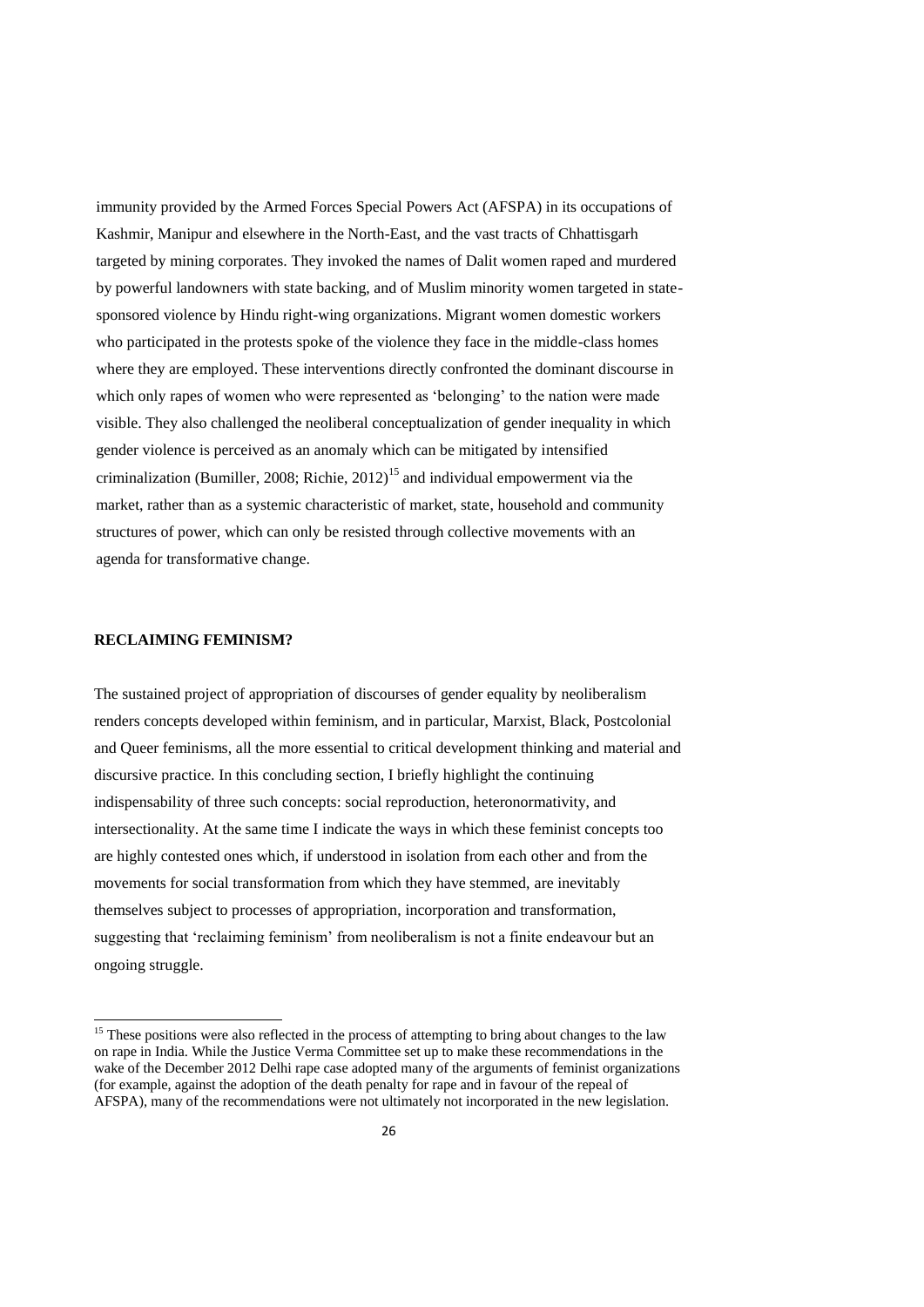immunity provided by the Armed Forces Special Powers Act (AFSPA) in its occupations of Kashmir, Manipur and elsewhere in the North-East, and the vast tracts of Chhattisgarh targeted by mining corporates. They invoked the names of Dalit women raped and murdered by powerful landowners with state backing, and of Muslim minority women targeted in state-sponsored violence by Hindu right-wing organizations. Migrant women domestic workers who participated in the protests spoke of the violence they face in the middle-class homes where they are employed. These interventions directly confronted the dominant discourse in which only rapes of women who were represented as 'belonging' to the nation were made visible. They also challenged the neoliberal conceptualization of gender inequality in which gender violence is perceived as an anomaly which can be mitigated by intensified criminalization (Bumiller, 2008; Richie, 2012)[15] and individual empowerment via the market, rather than as a systemic characteristic of market, state, household and community structures of power, which can only be resisted through collective movements with an agenda for transformative change.

## RECLAIMING FEMINISM?

The sustained project of appropriation of discourses of gender equality by neoliberalism renders concepts developed within feminism, and in particular, Marxist, Black, Postcolonial and Queer feminisms, all the more essential to critical development thinking and material and discursive practice. In this concluding section, I briefly highlight the continuing indispensability of three such concepts: social reproduction, heteronormativity, and intersectionality. At the same time I indicate the ways in which these feminist concepts too are highly contested ones which, if understood in isolation from each other and from the movements for social transformation from which they have stemmed, are inevitably themselves subject to processes of appropriation, incorporation and transformation, suggesting that 'reclaiming feminism' from neoliberalism is not a finite endeavour but an ongoing struggle.

[15] These positions were also reflected in the process of attempting to bring about changes to the law on rape in India. While the Justice Verma Committee set up to make these recommendations in the wake of the December 2012 Delhi rape case adopted many of the arguments of feminist organizations (for example, against the adoption of the death penalty for rape and in favour of the repeal of AFSPA), many of the recommendations were not ultimately not incorporated in the new legislation.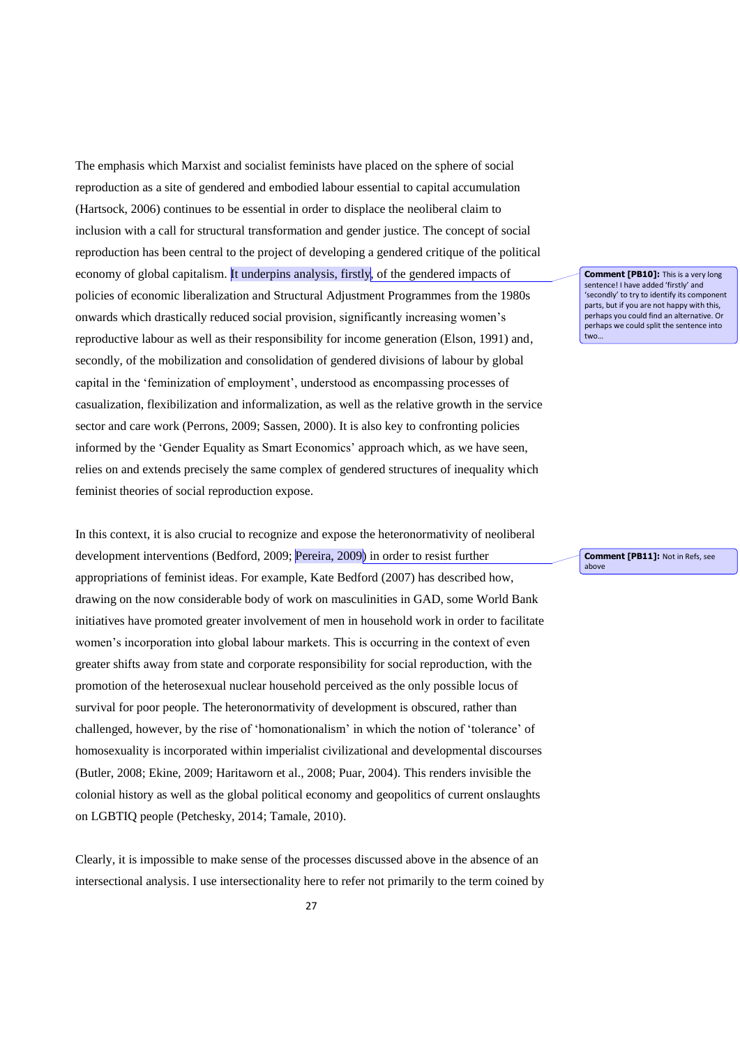The emphasis which Marxist and socialist feminists have placed on the sphere of social reproduction as a site of gendered and embodied labour essential to capital accumulation (Hartsock, 2006) continues to be essential in order to displace the neoliberal claim to inclusion with a call for structural transformation and gender justice. The concept of social reproduction has been central to the project of developing a gendered critique of the political economy of global capitalism. It underpins analysis, firstly, of the gendered impacts of policies of economic liberalization and Structural Adjustment Programmes from the 1980s onwards which drastically reduced social provision, significantly increasing women's reproductive labour as well as their responsibility for income generation (Elson, 1991) and, secondly, of the mobilization and consolidation of gendered divisions of labour by global capital in the 'feminization of employment', understood as encompassing processes of casualization, flexibilization and informalization, as well as the relative growth in the service sector and care work (Perrons, 2009; Sassen, 2000). It is also key to confronting policies informed by the 'Gender Equality as Smart Economics' approach which, as we have seen, relies on and extends precisely the same complex of gendered structures of inequality which feminist theories of social reproduction expose.

**Comment [PB10]:** This is a very long sentence! I have added 'firstly' and 'secondly' to try to identify its component parts, but if you are not happy with this, perhaps you could find an alternative. Or perhaps we could split the sentence into two…

In this context, it is also crucial to recognize and expose the heteronormativity of neoliberal development interventions (Bedford, 2009; Pereira, 2009) in order to resist further appropriations of feminist ideas. For example, Kate Bedford (2007) has described how, drawing on the now considerable body of work on masculinities in GAD, some World Bank initiatives have promoted greater involvement of men in household work in order to facilitate women's incorporation into global labour markets. This is occurring in the context of even greater shifts away from state and corporate responsibility for social reproduction, with the promotion of the heterosexual nuclear household perceived as the only possible locus of survival for poor people. The heteronormativity of development is obscured, rather than challenged, however, by the rise of 'homonationalism' in which the notion of 'tolerance' of homosexuality is incorporated within imperialist civilizational and developmental discourses (Butler, 2008; Ekine, 2009; Haritaworn et al., 2008; Puar, 2004). This renders invisible the colonial history as well as the global political economy and geopolitics of current onslaughts on LGBTIQ people (Petchesky, 2014; Tamale, 2010).

**Comment [PB11]:** Not in Refs, see above

Clearly, it is impossible to make sense of the processes discussed above in the absence of an intersectional analysis. I use intersectionality here to refer not primarily to the term coined by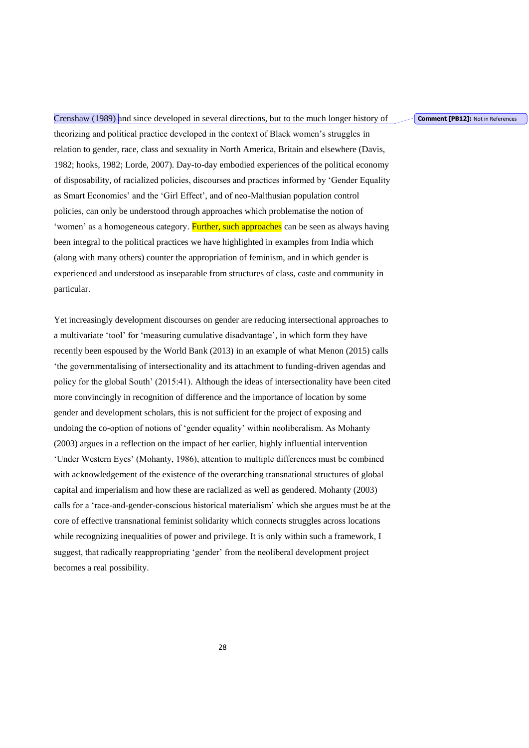Crenshaw (1989) and since developed in several directions, but to the much longer history of theorizing and political practice developed in the context of Black women's struggles in relation to gender, race, class and sexuality in North America, Britain and elsewhere (Davis, 1982; hooks, 1982; Lorde, 2007). Day-to-day embodied experiences of the political economy of disposability, of racialized policies, discourses and practices informed by 'Gender Equality as Smart Economics' and the 'Girl Effect', and of neo-Malthusian population control policies, can only be understood through approaches which problematise the notion of 'women' as a homogeneous category. Further, such approaches can be seen as always having been integral to the political practices we have highlighted in examples from India which (along with many others) counter the appropriation of feminism, and in which gender is experienced and understood as inseparable from structures of class, caste and community in particular.

Yet increasingly development discourses on gender are reducing intersectional approaches to a multivariate 'tool' for 'measuring cumulative disadvantage', in which form they have recently been espoused by the World Bank (2013) in an example of what Menon (2015) calls 'the governmentalising of intersectionality and its attachment to funding-driven agendas and policy for the global South' (2015:41). Although the ideas of intersectionality have been cited more convincingly in recognition of difference and the importance of location by some gender and development scholars, this is not sufficient for the project of exposing and undoing the co-option of notions of 'gender equality' within neoliberalism. As Mohanty (2003) argues in a reflection on the impact of her earlier, highly influential intervention 'Under Western Eyes' (Mohanty, 1986), attention to multiple differences must be combined with acknowledgement of the existence of the overarching transnational structures of global capital and imperialism and how these are racialized as well as gendered. Mohanty (2003) calls for a 'race-and-gender-conscious historical materialism' which she argues must be at the core of effective transnational feminist solidarity which connects struggles across locations while recognizing inequalities of power and privilege. It is only within such a framework, I suggest, that radically reappropriating 'gender' from the neoliberal development project becomes a real possibility.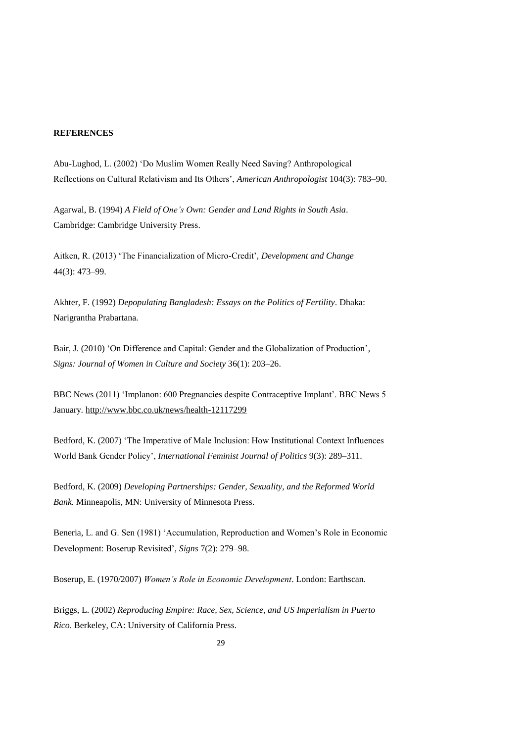**REFERENCES**

Abu-Lughod, L. (2002) 'Do Muslim Women Really Need Saving? Anthropological Reflections on Cultural Relativism and Its Others', *American Anthropologist* 104(3): 783–90.

Agarwal, B. (1994) *A Field of One's Own: Gender and Land Rights in South Asia*. Cambridge: Cambridge University Press.

Aitken, R. (2013) 'The Financialization of Micro-Credit', *Development and Change* 44(3): 473–99.

Akhter, F. (1992) *Depopulating Bangladesh: Essays on the Politics of Fertility*. Dhaka: Narigrantha Prabartana.

Bair, J. (2010) 'On Difference and Capital: Gender and the Globalization of Production', *Signs: Journal of Women in Culture and Society* 36(1): 203–26.

BBC News (2011) 'Implanon: 600 Pregnancies despite Contraceptive Implant'. BBC News 5 January. http://www.bbc.co.uk/news/health-12117299

Bedford, K. (2007) 'The Imperative of Male Inclusion: How Institutional Context Influences World Bank Gender Policy', *International Feminist Journal of Politics* 9(3): 289–311.

Bedford, K. (2009) *Developing Partnerships: Gender, Sexuality, and the Reformed World Bank.* Minneapolis, MN: University of Minnesota Press.

Beneria, L. and G. Sen (1981) 'Accumulation, Reproduction and Women's Role in Economic Development: Boserup Revisited', *Signs* 7(2): 279–98.

Boserup, E. (1970/2007) *Women's Role in Economic Development*. London: Earthscan.

Briggs, L. (2002) *Reproducing Empire: Race, Sex, Science, and US Imperialism in Puerto Rico*. Berkeley, CA: University of California Press.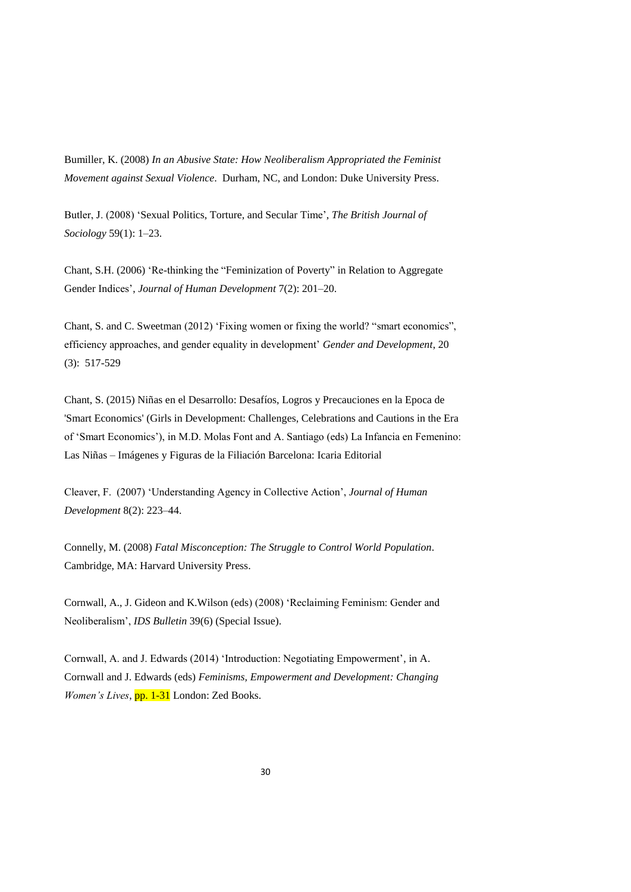Bumiller, K. (2008) *In an Abusive State: How Neoliberalism Appropriated the Feminist Movement against Sexual Violence*. Durham, NC, and London: Duke University Press.

Butler, J. (2008) 'Sexual Politics, Torture, and Secular Time', *The British Journal of Sociology* 59(1): 1–23.

Chant, S.H. (2006) 'Re-thinking the "Feminization of Poverty" in Relation to Aggregate Gender Indices', *Journal of Human Development* 7(2): 201–20.

Chant, S. and C. Sweetman (2012) 'Fixing women or fixing the world? "smart economics", efficiency approaches, and gender equality in development' *Gender and Development*, 20 (3): 517-529

Chant, S. (2015) Niñas en el Desarrollo: Desafíos, Logros y Precauciones en la Epoca de 'Smart Economics' (Girls in Development: Challenges, Celebrations and Cautions in the Era of 'Smart Economics'), in M.D. Molas Font and A. Santiago (eds) La Infancia en Femenino: Las Niñas – Imágenes y Figuras de la Filiación Barcelona: Icaria Editorial

Cleaver, F. (2007) 'Understanding Agency in Collective Action', *Journal of Human Development* 8(2): 223–44.

Connelly, M. (2008) *Fatal Misconception: The Struggle to Control World Population*. Cambridge, MA: Harvard University Press.

Cornwall, A., J. Gideon and K.Wilson (eds) (2008) 'Reclaiming Feminism: Gender and Neoliberalism', *IDS Bulletin* 39(6) (Special Issue).

Cornwall, A. and J. Edwards (2014) 'Introduction: Negotiating Empowerment', in A. Cornwall and J. Edwards (eds) *Feminisms, Empowerment and Development: Changing Women's Lives*, pp. 1-31 London: Zed Books.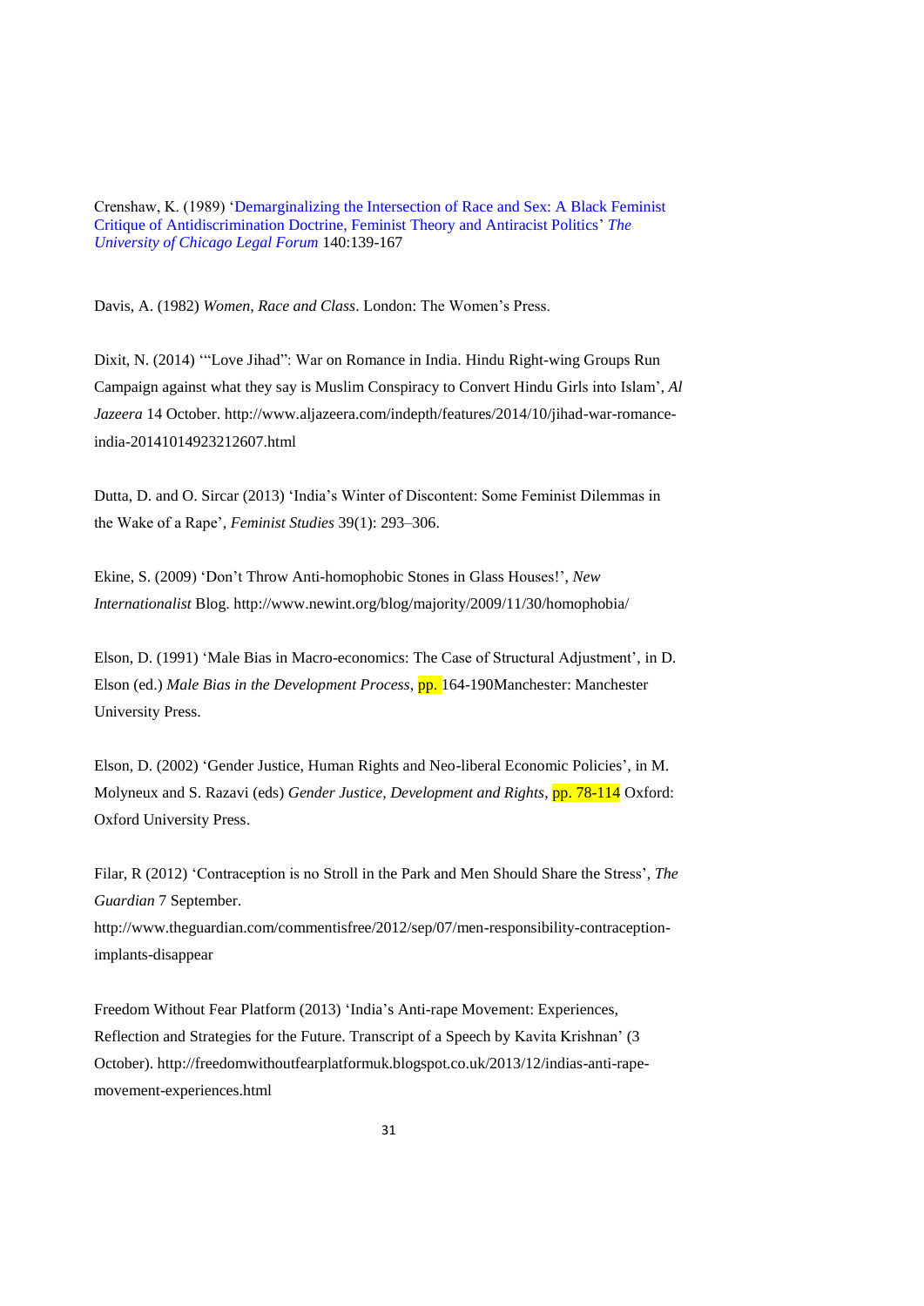Crenshaw, K. (1989) 'Demarginalizing the Intersection of Race and Sex: A Black Feminist Critique of Antidiscrimination Doctrine, Feminist Theory and Antiracist Politics' *The University of Chicago Legal Forum* 140:139-167

Davis, A. (1982) *Women, Race and Class*. London: The Women's Press.

Dixit, N. (2014) '"Love Jihad": War on Romance in India. Hindu Right-wing Groups Run Campaign against what they say is Muslim Conspiracy to Convert Hindu Girls into Islam', *Al Jazeera* 14 October. http://www.aljazeera.com/indepth/features/2014/10/jihad-war-romance-india-20141014923212607.html

Dutta, D. and O. Sircar (2013) 'India's Winter of Discontent: Some Feminist Dilemmas in the Wake of a Rape', *Feminist Studies* 39(1): 293–306.

Ekine, S. (2009) 'Don't Throw Anti-homophobic Stones in Glass Houses!', *New Internationalist* Blog. http://www.newint.org/blog/majority/2009/11/30/homophobia/

Elson, D. (1991) 'Male Bias in Macro-economics: The Case of Structural Adjustment', in D. Elson (ed.) *Male Bias in the Development Process*, pp. 164-190Manchester: Manchester University Press.

Elson, D. (2002) 'Gender Justice, Human Rights and Neo-liberal Economic Policies', in M. Molyneux and S. Razavi (eds) *Gender Justice, Development and Rights*, pp. 78-114 Oxford: Oxford University Press.

Filar, R (2012) 'Contraception is no Stroll in the Park and Men Should Share the Stress', *The Guardian* 7 September. http://www.theguardian.com/commentisfree/2012/sep/07/men-responsibility-contraception-implants-disappear

Freedom Without Fear Platform (2013) 'India's Anti-rape Movement: Experiences, Reflection and Strategies for the Future. Transcript of a Speech by Kavita Krishnan' (3 October). http://freedomwithoutfearplatformuk.blogspot.co.uk/2013/12/indias-anti-rape-movement-experiences.html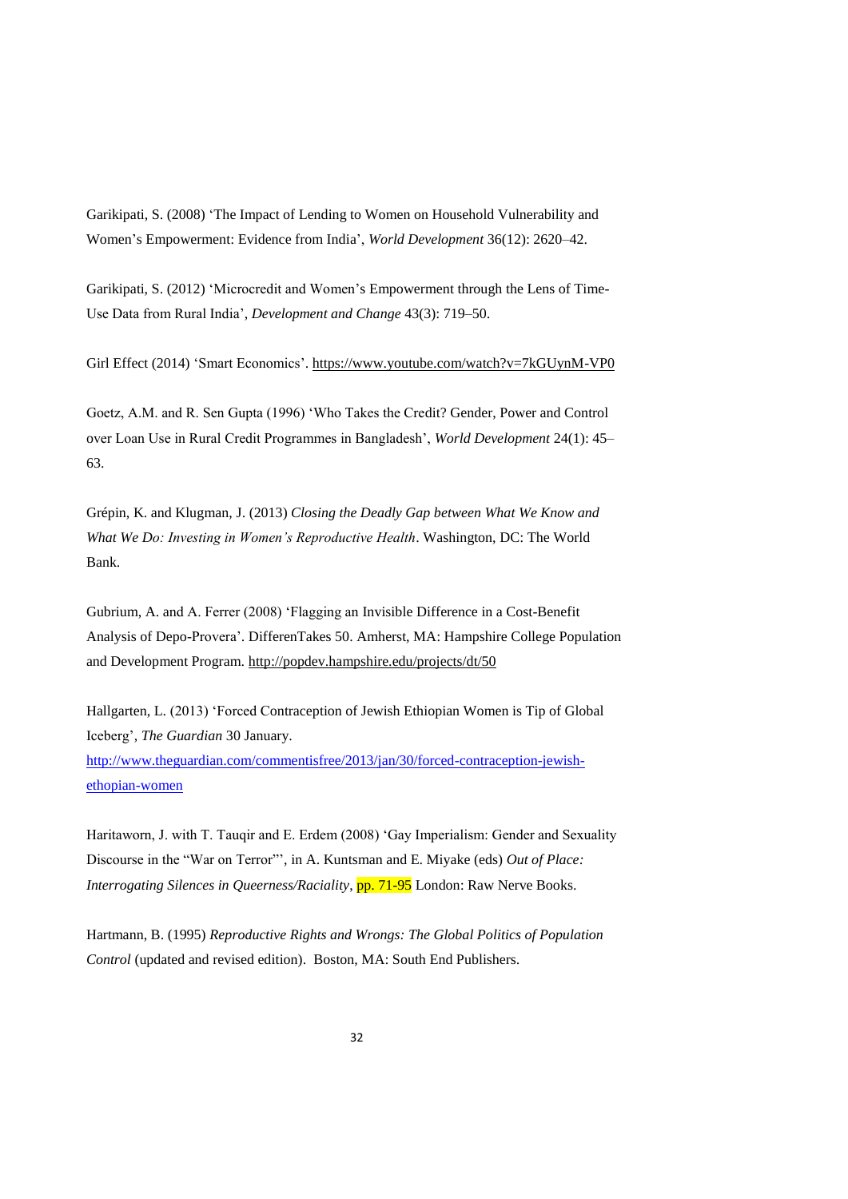Garikipati, S. (2008) 'The Impact of Lending to Women on Household Vulnerability and Women's Empowerment: Evidence from India', *World Development* 36(12): 2620–42.

Garikipati, S. (2012) 'Microcredit and Women's Empowerment through the Lens of Time-Use Data from Rural India', *Development and Change* 43(3): 719–50.

Girl Effect (2014) 'Smart Economics'. https://www.youtube.com/watch?v=7kGUynM-VP0

Goetz, A.M. and R. Sen Gupta (1996) 'Who Takes the Credit? Gender, Power and Control over Loan Use in Rural Credit Programmes in Bangladesh', *World Development* 24(1): 45–63.

Grépin, K. and Klugman, J. (2013) *Closing the Deadly Gap between What We Know and What We Do: Investing in Women's Reproductive Health*. Washington, DC: The World Bank.

Gubrium, A. and A. Ferrer (2008) 'Flagging an Invisible Difference in a Cost-Benefit Analysis of Depo-Provera'. DifferenTakes 50. Amherst, MA: Hampshire College Population and Development Program. http://popdev.hampshire.edu/projects/dt/50

Hallgarten, L. (2013) 'Forced Contraception of Jewish Ethiopian Women is Tip of Global Iceberg', *The Guardian* 30 January. http://www.theguardian.com/commentisfree/2013/jan/30/forced-contraception-jewish-ethopian-women

Haritaworn, J. with T. Tauqir and E. Erdem (2008) 'Gay Imperialism: Gender and Sexuality Discourse in the "War on Terror"', in A. Kuntsman and E. Miyake (eds) *Out of Place: Interrogating Silences in Queerness/Raciality*, pp. 71-95 London: Raw Nerve Books.

Hartmann, B. (1995) *Reproductive Rights and Wrongs: The Global Politics of Population Control* (updated and revised edition). Boston, MA: South End Publishers.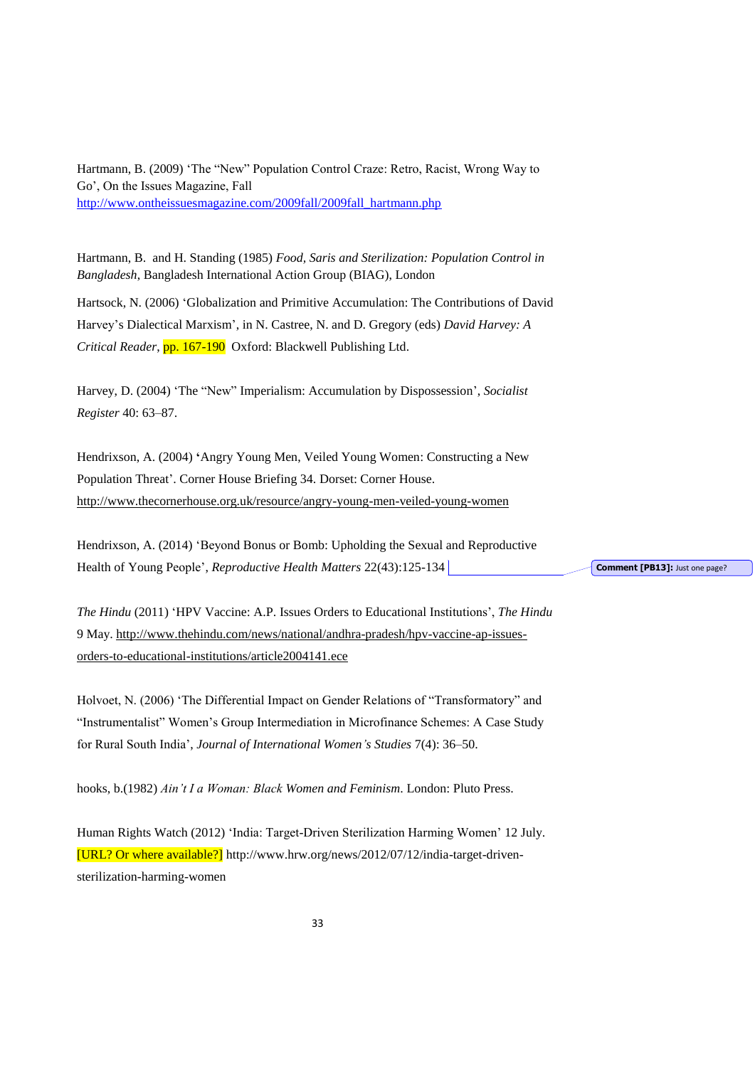Hartmann, B. (2009) 'The "New" Population Control Craze: Retro, Racist, Wrong Way to Go', On the Issues Magazine, Fall http://www.ontheissuesmagazine.com/2009fall/2009fall_hartmann.php

Hartmann, B. and H. Standing (1985) *Food, Saris and Sterilization: Population Control in Bangladesh*, Bangladesh International Action Group (BIAG), London

Hartsock, N. (2006) 'Globalization and Primitive Accumulation: The Contributions of David Harvey's Dialectical Marxism', in N. Castree, N. and D. Gregory (eds) *David Harvey: A Critical Reader*, pp. 167-190 Oxford: Blackwell Publishing Ltd.

Harvey, D. (2004) 'The "New" Imperialism: Accumulation by Dispossession', *Socialist Register* 40: 63–87.

Hendrixson, A. (2004) 'Angry Young Men, Veiled Young Women: Constructing a New Population Threat'. Corner House Briefing 34. Dorset: Corner House. http://www.thecornerhouse.org.uk/resource/angry-young-men-veiled-young-women

Hendrixson, A. (2014) 'Beyond Bonus or Bomb: Upholding the Sexual and Reproductive Health of Young People', *Reproductive Health Matters* 22(43):125-134

Comment [PB13]: Just one page?

*The Hindu* (2011) 'HPV Vaccine: A.P. Issues Orders to Educational Institutions', *The Hindu* 9 May. http://www.thehindu.com/news/national/andhra-pradesh/hpv-vaccine-ap-issues-orders-to-educational-institutions/article2004141.ece

Holvoet, N. (2006) 'The Differential Impact on Gender Relations of "Transformatory" and "Instrumentalist" Women's Group Intermediation in Microfinance Schemes: A Case Study for Rural South India', *Journal of International Women's Studies* 7(4): 36–50.

hooks, b.(1982) *Ain't I a Woman: Black Women and Feminism*. London: Pluto Press.

Human Rights Watch (2012) 'India: Target-Driven Sterilization Harming Women' 12 July. [URL? Or where available?] http://www.hrw.org/news/2012/07/12/india-target-driven-sterilization-harming-women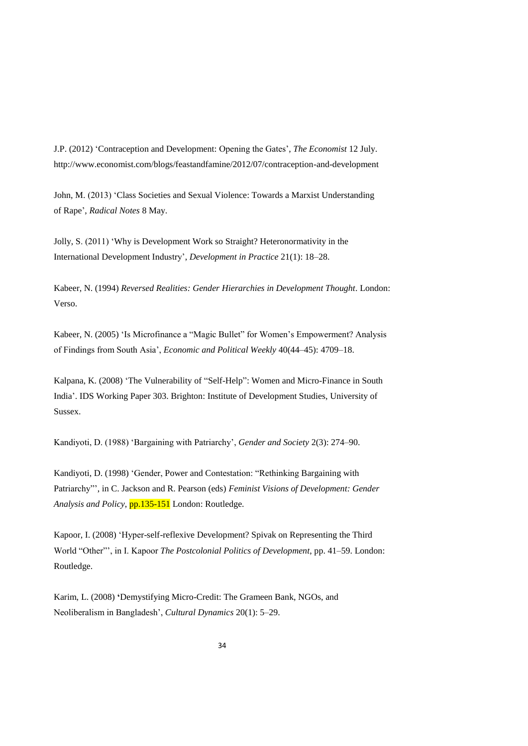J.P. (2012) 'Contraception and Development: Opening the Gates', *The Economist* 12 July. http://www.economist.com/blogs/feastandfamine/2012/07/contraception-and-development

John, M. (2013) 'Class Societies and Sexual Violence: Towards a Marxist Understanding of Rape', *Radical Notes* 8 May.

Jolly, S. (2011) 'Why is Development Work so Straight? Heteronormativity in the International Development Industry', *Development in Practice* 21(1): 18–28.

Kabeer, N. (1994) *Reversed Realities: Gender Hierarchies in Development Thought*. London: Verso.

Kabeer, N. (2005) 'Is Microfinance a "Magic Bullet" for Women's Empowerment? Analysis of Findings from South Asia', *Economic and Political Weekly* 40(44–45): 4709–18.

Kalpana, K. (2008) 'The Vulnerability of "Self-Help": Women and Micro-Finance in South India'. IDS Working Paper 303. Brighton: Institute of Development Studies, University of Sussex.

Kandiyoti, D. (1988) 'Bargaining with Patriarchy', *Gender and Society* 2(3): 274–90.

Kandiyoti, D. (1998) 'Gender, Power and Contestation: "Rethinking Bargaining with Patriarchy"', in C. Jackson and R. Pearson (eds) *Feminist Visions of Development: Gender Analysis and Policy*, pp.135-151 London: Routledge.

Kapoor, I. (2008) 'Hyper-self-reflexive Development? Spivak on Representing the Third World "Other"', in I. Kapoor *The Postcolonial Politics of Development*, pp. 41–59. London: Routledge.

Karim, L. (2008) 'Demystifying Micro-Credit: The Grameen Bank, NGOs, and Neoliberalism in Bangladesh', *Cultural Dynamics* 20(1): 5–29.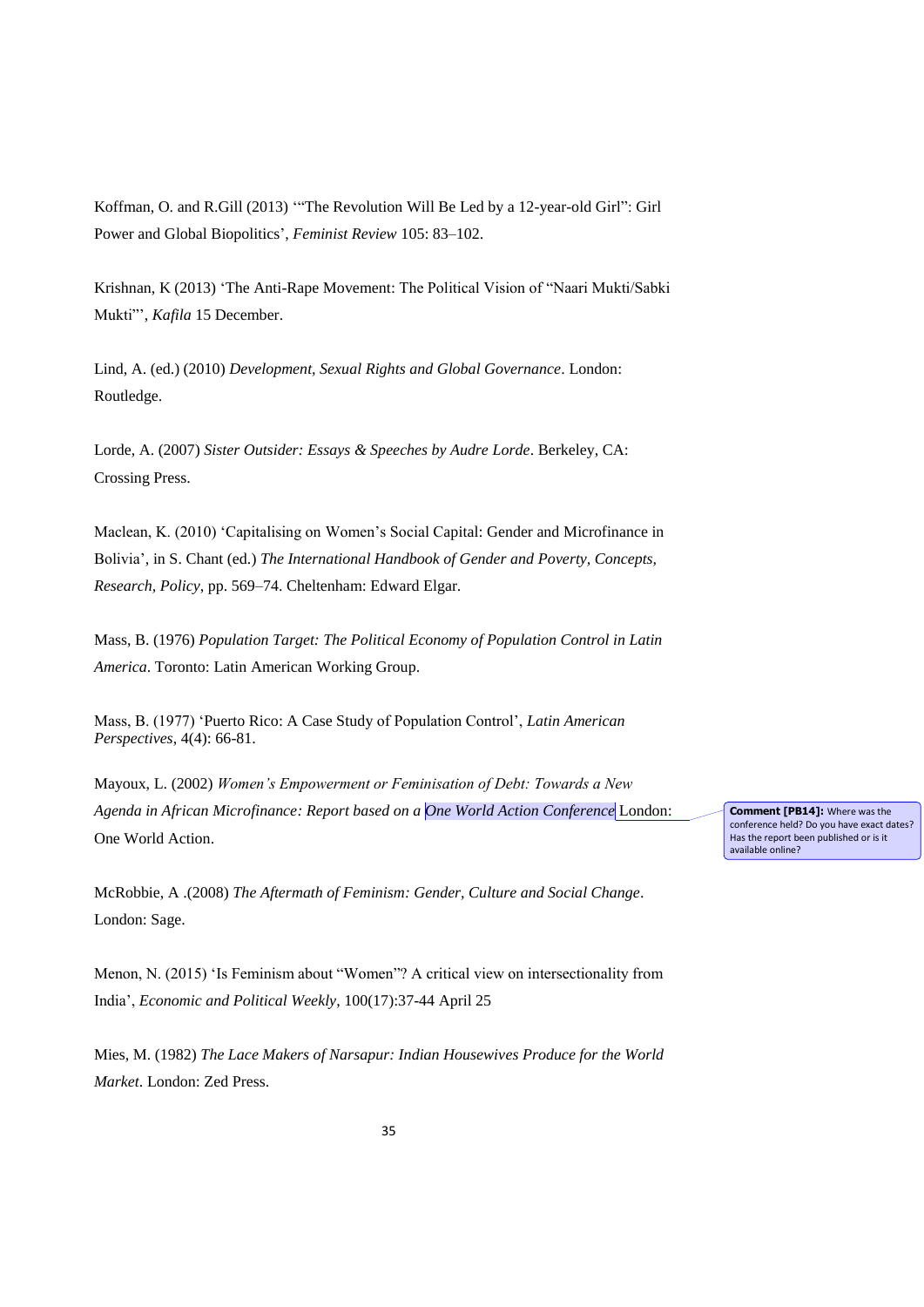Koffman, O. and R.Gill (2013) '"The Revolution Will Be Led by a 12-year-old Girl": Girl Power and Global Biopolitics', *Feminist Review* 105: 83–102.

Krishnan, K (2013) 'The Anti-Rape Movement: The Political Vision of "Naari Mukti/Sabki Mukti"', *Kafila* 15 December.

Lind, A. (ed.) (2010) *Development, Sexual Rights and Global Governance*. London: Routledge.

Lorde, A. (2007) *Sister Outsider: Essays & Speeches by Audre Lorde*. Berkeley, CA: Crossing Press.

Maclean, K. (2010) 'Capitalising on Women's Social Capital: Gender and Microfinance in Bolivia', in S. Chant (ed.) *The International Handbook of Gender and Poverty, Concepts, Research, Policy*, pp. 569–74. Cheltenham: Edward Elgar.

Mass, B. (1976) *Population Target: The Political Economy of Population Control in Latin America*. Toronto: Latin American Working Group.

Mass, B. (1977) 'Puerto Rico: A Case Study of Population Control', *Latin American Perspectives*, 4(4): 66-81.

Mayoux, L. (2002) *Women's Empowerment or Feminisation of Debt: Towards a New Agenda in African Microfinance: Report based on a One World Action Conference* London: One World Action.

**Comment [PB14]:** Where was the conference held? Do you have exact dates? Has the report been published or is it available online?

McRobbie, A .(2008) *The Aftermath of Feminism: Gender, Culture and Social Change*. London: Sage.

Menon, N. (2015) 'Is Feminism about "Women"? A critical view on intersectionality from India', *Economic and Political Weekly*, 100(17):37-44 April 25

Mies, M. (1982) *The Lace Makers of Narsapur: Indian Housewives Produce for the World Market*. London: Zed Press.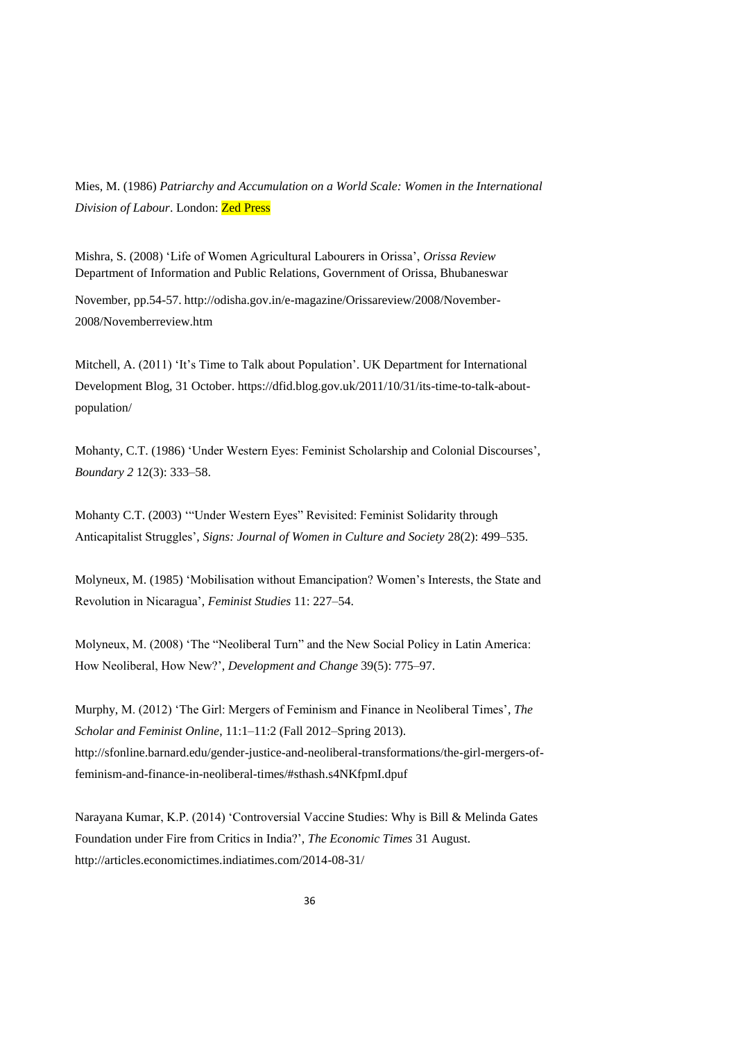Mies, M. (1986) *Patriarchy and Accumulation on a World Scale: Women in the International Division of Labour*. London: Zed Press

Mishra, S. (2008) 'Life of Women Agricultural Labourers in Orissa', *Orissa Review* Department of Information and Public Relations, Government of Orissa, Bhubaneswar November, pp.54-57. http://odisha.gov.in/e-magazine/Orissareview/2008/November-2008/Novemberreview.htm

Mitchell, A. (2011) 'It's Time to Talk about Population'. UK Department for International Development Blog, 31 October. https://dfid.blog.gov.uk/2011/10/31/its-time-to-talk-about-population/

Mohanty, C.T. (1986) 'Under Western Eyes: Feminist Scholarship and Colonial Discourses', *Boundary 2* 12(3): 333–58.

Mohanty C.T. (2003) '"Under Western Eyes" Revisited: Feminist Solidarity through Anticapitalist Struggles', *Signs: Journal of Women in Culture and Society* 28(2): 499–535.

Molyneux, M. (1985) 'Mobilisation without Emancipation? Women's Interests, the State and Revolution in Nicaragua', *Feminist Studies* 11: 227–54.

Molyneux, M. (2008) 'The "Neoliberal Turn" and the New Social Policy in Latin America: How Neoliberal, How New?', *Development and Change* 39(5): 775–97.

Murphy, M. (2012) 'The Girl: Mergers of Feminism and Finance in Neoliberal Times', *The Scholar and Feminist Online*, 11:1–11:2 (Fall 2012–Spring 2013). http://sfonline.barnard.edu/gender-justice-and-neoliberal-transformations/the-girl-mergers-of-feminism-and-finance-in-neoliberal-times/#sthash.s4NKfpmI.dpuf

Narayana Kumar, K.P. (2014) 'Controversial Vaccine Studies: Why is Bill & Melinda Gates Foundation under Fire from Critics in India?', *The Economic Times* 31 August. http://articles.economictimes.indiatimes.com/2014-08-31/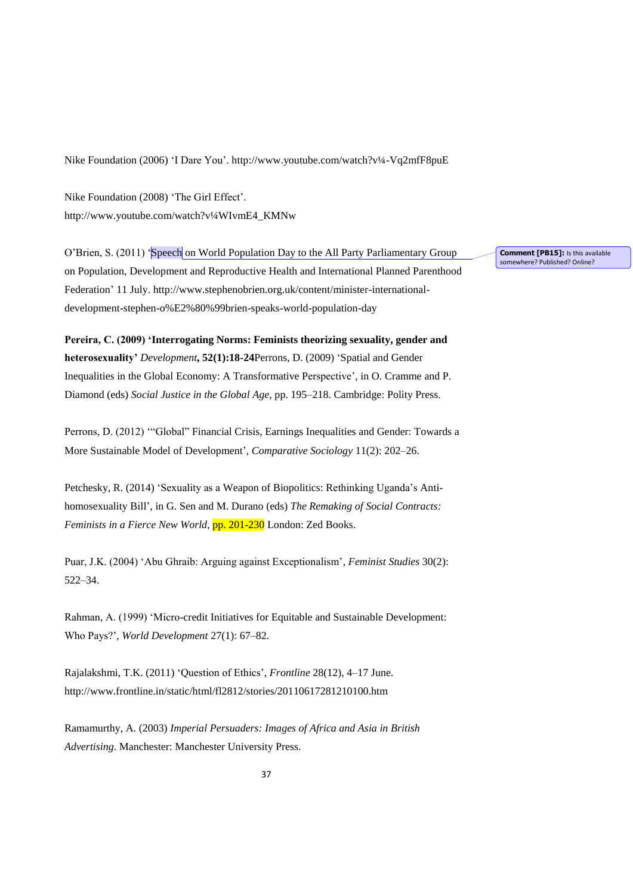Nike Foundation (2006) 'I Dare You'. http://www.youtube.com/watch?v¼-Vq2mfF8puE

Nike Foundation (2008) 'The Girl Effect'. http://www.youtube.com/watch?v¼WIvmE4_KMNw

O'Brien, S. (2011) 'Speech on World Population Day to the All Party Parliamentary Group on Population, Development and Reproductive Health and International Planned Parenthood Federation' 11 July. http://www.stephenobrien.org.uk/content/minister-international-development-stephen-o%E2%80%99brien-speaks-world-population-day

**Comment [PB15]:** Is this available somewhere? Published? Online?

**Pereira, C. (2009) 'Interrogating Norms: Feminists theorizing sexuality, gender and heterosexuality'** ***Development*****, 52(1):18-24**Perrons, D. (2009) 'Spatial and Gender Inequalities in the Global Economy: A Transformative Perspective', in O. Cramme and P. Diamond (eds) *Social Justice in the Global Age*, pp. 195–218. Cambridge: Polity Press.

Perrons, D. (2012) '"Global" Financial Crisis, Earnings Inequalities and Gender: Towards a More Sustainable Model of Development', *Comparative Sociology* 11(2): 202–26.

Petchesky, R. (2014) 'Sexuality as a Weapon of Biopolitics: Rethinking Uganda's Anti-homosexuality Bill', in G. Sen and M. Durano (eds) *The Remaking of Social Contracts: Feminists in a Fierce New World*, pp. 201-230 London: Zed Books.

Puar, J.K. (2004) 'Abu Ghraib: Arguing against Exceptionalism', *Feminist Studies* 30(2): 522–34.

Rahman, A. (1999) 'Micro-credit Initiatives for Equitable and Sustainable Development: Who Pays?', *World Development* 27(1): 67–82.

Rajalakshmi, T.K. (2011) 'Question of Ethics', *Frontline* 28(12), 4–17 June. http://www.frontline.in/static/html/fl2812/stories/20110617281210100.htm

Ramamurthy, A. (2003) *Imperial Persuaders: Images of Africa and Asia in British Advertising*. Manchester: Manchester University Press.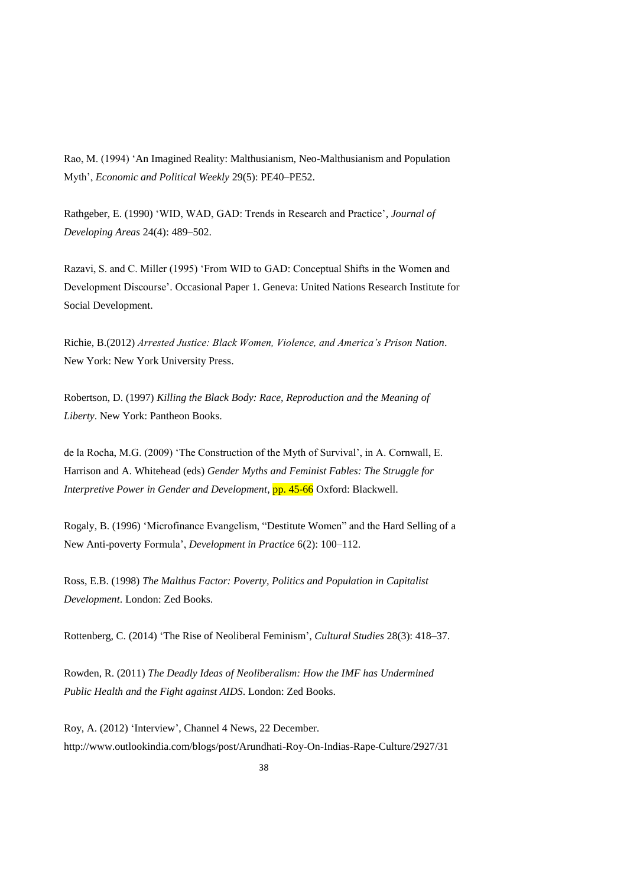Rao, M. (1994) 'An Imagined Reality: Malthusianism, Neo-Malthusianism and Population Myth', *Economic and Political Weekly* 29(5): PE40–PE52.

Rathgeber, E. (1990) 'WID, WAD, GAD: Trends in Research and Practice', *Journal of Developing Areas* 24(4): 489–502.

Razavi, S. and C. Miller (1995) 'From WID to GAD: Conceptual Shifts in the Women and Development Discourse'. Occasional Paper 1. Geneva: United Nations Research Institute for Social Development.

Richie, B.(2012) *Arrested Justice: Black Women, Violence, and America's Prison Nation*. New York: New York University Press.

Robertson, D. (1997) *Killing the Black Body: Race, Reproduction and the Meaning of Liberty*. New York: Pantheon Books.

de la Rocha, M.G. (2009) 'The Construction of the Myth of Survival', in A. Cornwall, E. Harrison and A. Whitehead (eds) *Gender Myths and Feminist Fables: The Struggle for Interpretive Power in Gender and Development*, pp. 45-66 Oxford: Blackwell.

Rogaly, B. (1996) 'Microfinance Evangelism, "Destitute Women" and the Hard Selling of a New Anti-poverty Formula', *Development in Practice* 6(2): 100–112.

Ross, E.B. (1998) *The Malthus Factor: Poverty, Politics and Population in Capitalist Development*. London: Zed Books.

Rottenberg, C. (2014) 'The Rise of Neoliberal Feminism', *Cultural Studies* 28(3): 418–37.

Rowden, R. (2011) *The Deadly Ideas of Neoliberalism: How the IMF has Undermined Public Health and the Fight against AIDS*. London: Zed Books.

Roy, A. (2012) 'Interview', Channel 4 News, 22 December. http://www.outlookindia.com/blogs/post/Arundhati-Roy-On-Indias-Rape-Culture/2927/31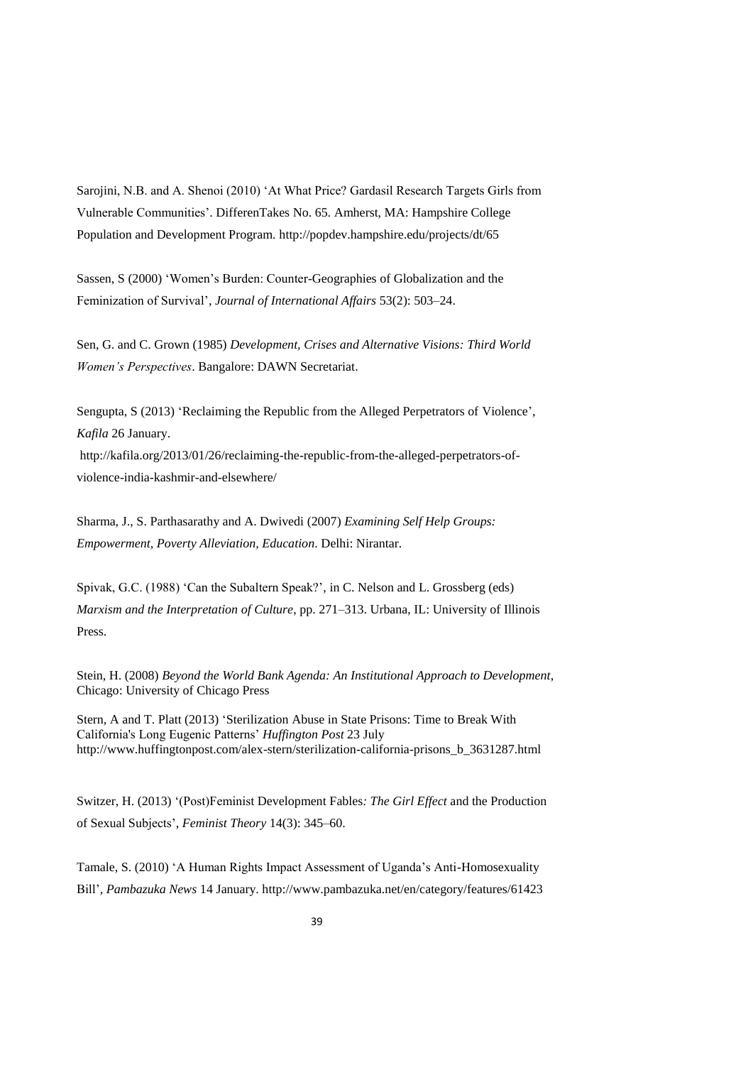Sarojini, N.B. and A. Shenoi (2010) 'At What Price? Gardasil Research Targets Girls from Vulnerable Communities'. DifferenTakes No. 65. Amherst, MA: Hampshire College Population and Development Program. http://popdev.hampshire.edu/projects/dt/65

Sassen, S (2000) 'Women's Burden: Counter-Geographies of Globalization and the Feminization of Survival', *Journal of International Affairs* 53(2): 503–24.

Sen, G. and C. Grown (1985) *Development, Crises and Alternative Visions: Third World Women's Perspectives*. Bangalore: DAWN Secretariat.

Sengupta, S (2013) 'Reclaiming the Republic from the Alleged Perpetrators of Violence', *Kafila* 26 January. http://kafila.org/2013/01/26/reclaiming-the-republic-from-the-alleged-perpetrators-of-violence-india-kashmir-and-elsewhere/

Sharma, J., S. Parthasarathy and A. Dwivedi (2007) *Examining Self Help Groups: Empowerment, Poverty Alleviation, Education*. Delhi: Nirantar.

Spivak, G.C. (1988) 'Can the Subaltern Speak?', in C. Nelson and L. Grossberg (eds) *Marxism and the Interpretation of Culture*, pp. 271–313. Urbana, IL: University of Illinois Press.

Stein, H. (2008) *Beyond the World Bank Agenda: An Institutional Approach to Development*, Chicago: University of Chicago Press

Stern, A and T. Platt (2013) 'Sterilization Abuse in State Prisons: Time to Break With California's Long Eugenic Patterns' *Huffington Post* 23 July http://www.huffingtonpost.com/alex-stern/sterilization-california-prisons_b_3631287.html

Switzer, H. (2013) '(Post)Feminist Development Fables*: The Girl Effect* and the Production of Sexual Subjects', *Feminist Theory* 14(3): 345–60.

Tamale, S. (2010) 'A Human Rights Impact Assessment of Uganda's Anti-Homosexuality Bill', *Pambazuka News* 14 January. http://www.pambazuka.net/en/category/features/61423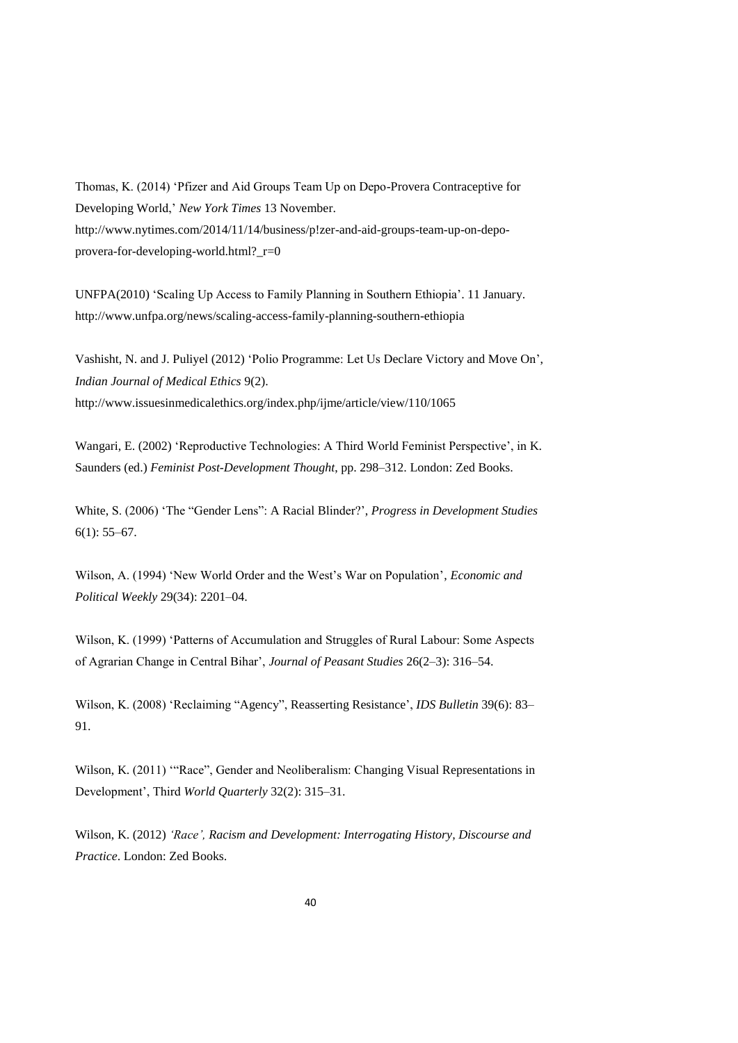Thomas, K. (2014) 'Pfizer and Aid Groups Team Up on Depo-Provera Contraceptive for Developing World,' *New York Times* 13 November. http://www.nytimes.com/2014/11/14/business/p!zer-and-aid-groups-team-up-on-depo-provera-for-developing-world.html?_r=0

UNFPA(2010) 'Scaling Up Access to Family Planning in Southern Ethiopia'. 11 January. http://www.unfpa.org/news/scaling-access-family-planning-southern-ethiopia

Vashisht, N. and J. Puliyel (2012) 'Polio Programme: Let Us Declare Victory and Move On', *Indian Journal of Medical Ethics* 9(2). http://www.issuesinmedicalethics.org/index.php/ijme/article/view/110/1065

Wangari, E. (2002) 'Reproductive Technologies: A Third World Feminist Perspective', in K. Saunders (ed.) *Feminist Post-Development Thought*, pp. 298–312. London: Zed Books.

White, S. (2006) 'The "Gender Lens": A Racial Blinder?', *Progress in Development Studies* 6(1): 55–67.

Wilson, A. (1994) 'New World Order and the West's War on Population', *Economic and Political Weekly* 29(34): 2201–04.

Wilson, K. (1999) 'Patterns of Accumulation and Struggles of Rural Labour: Some Aspects of Agrarian Change in Central Bihar', *Journal of Peasant Studies* 26(2–3): 316–54.

Wilson, K. (2008) 'Reclaiming "Agency", Reasserting Resistance', *IDS Bulletin* 39(6): 83–91.

Wilson, K. (2011) '"Race", Gender and Neoliberalism: Changing Visual Representations in Development', Third *World Quarterly* 32(2): 315–31.

Wilson, K. (2012) *'Race', Racism and Development: Interrogating History, Discourse and Practice*. London: Zed Books.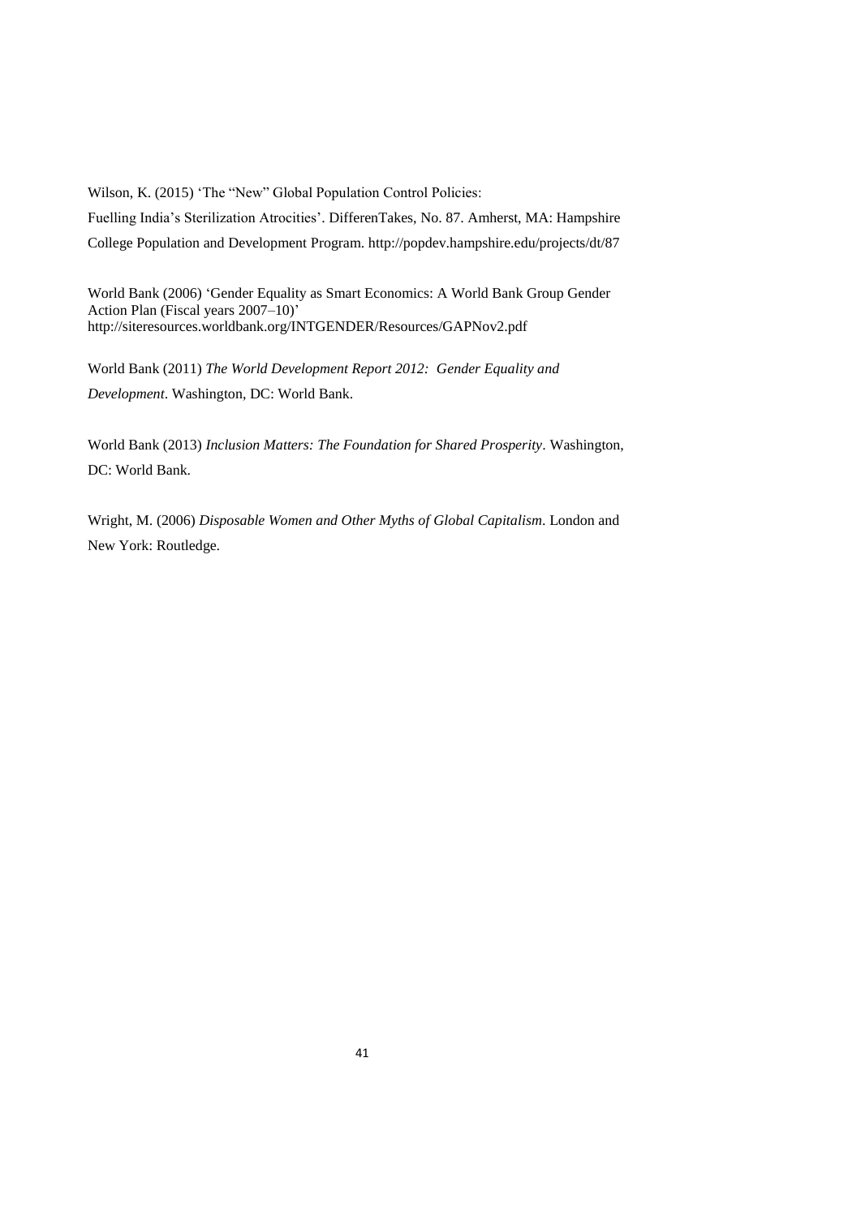Wilson, K. (2015) 'The "New" Global Population Control Policies: Fuelling India's Sterilization Atrocities'. DifferenTakes, No. 87. Amherst, MA: Hampshire College Population and Development Program. http://popdev.hampshire.edu/projects/dt/87

World Bank (2006) 'Gender Equality as Smart Economics: A World Bank Group Gender Action Plan (Fiscal years 2007–10)' http://siteresources.worldbank.org/INTGENDER/Resources/GAPNov2.pdf

World Bank (2011) *The World Development Report 2012: Gender Equality and Development*. Washington, DC: World Bank.

World Bank (2013) *Inclusion Matters: The Foundation for Shared Prosperity*. Washington, DC: World Bank.

Wright, M. (2006) *Disposable Women and Other Myths of Global Capitalism*. London and New York: Routledge.